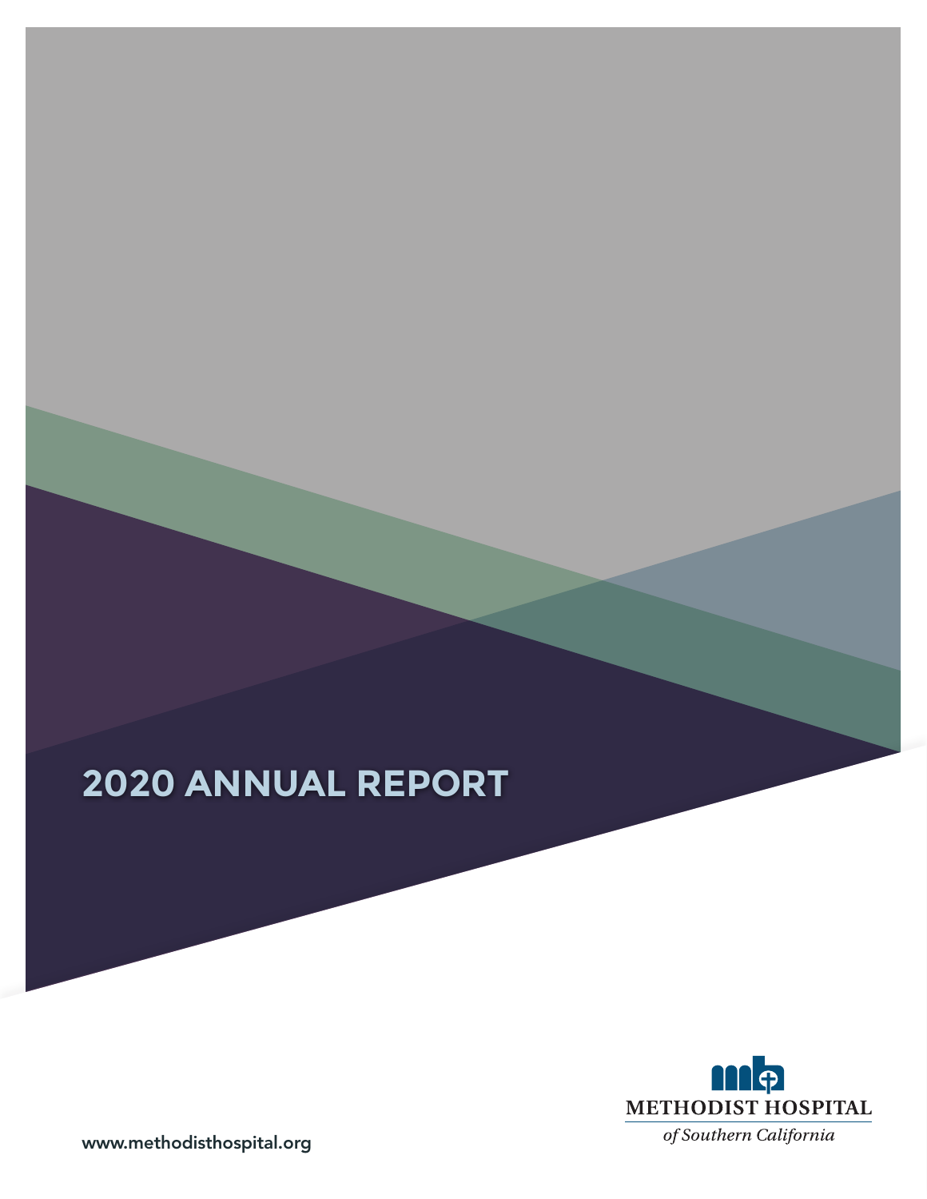# 2020 ANNUAL REPORT

METHODIST HOSPITAL

*of Southern California*

www.methodisthospital.org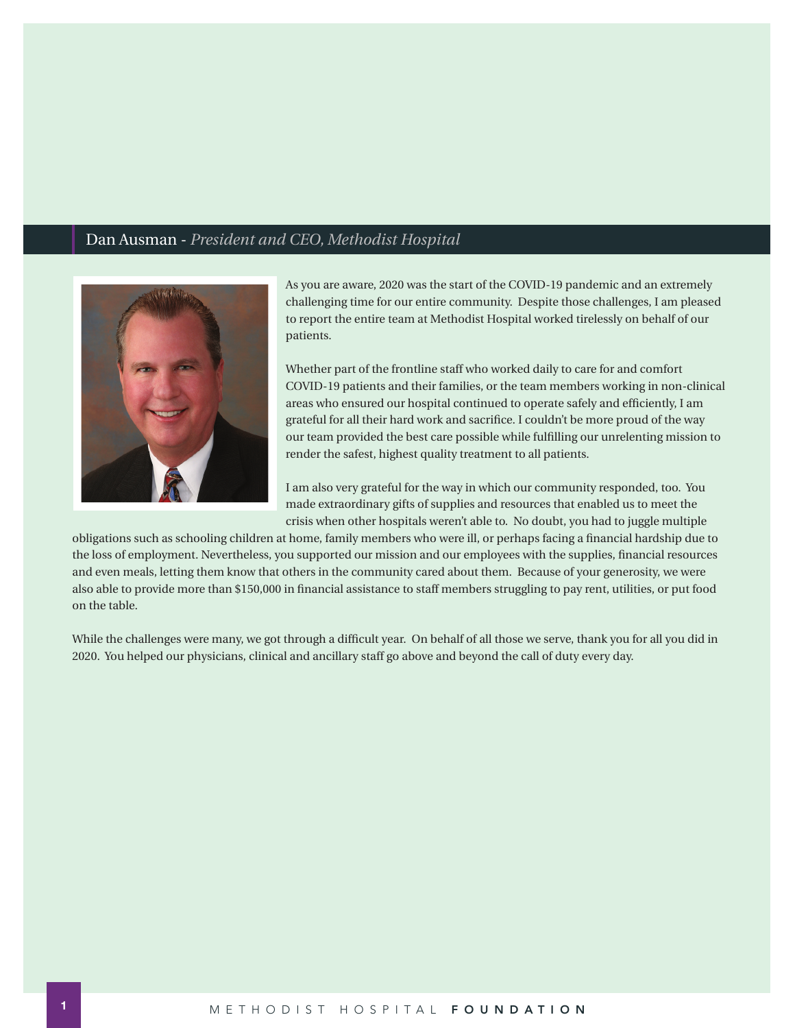## Dan Ausman - *President and CEO, Methodist Hospital*

As you are aware, 2020 was the start of the COVID-19 pandemic and an extremely challenging time for our entire community. Despite those challenges, I am pleased to report the entire team at Methodist Hospital worked tirelessly on behalf of our patients.

Whether part of the frontline staff who worked daily to care for and comfort COVID-19 patients and their families, or the team members working in non-clinical areas who ensured our hospital continued to operate safely and efficiently, I am grateful for all their hard work and sacrifice. I couldn't be more proud of the way our team provided the best care possible while fulfilling our unrelenting mission to render the safest, highest quality treatment to all patients.

I am also very grateful for the way in which our community responded, too. You made extraordinary gifts of supplies and resources that enabled us to meet the crisis when other hospitals weren't able to. No doubt, you had to juggle multiple obligations such as schooling children at home, family members who were ill, or perhaps facing a financial hardship due to the loss of employment. Nevertheless, you supported our mission and our employees with the supplies, financial resources and even meals, letting them know that others in the community cared about them. Because of your generosity, we were also able to provide more than $150,000 in financial assistance to staff members struggling to pay rent, utilities, or put food on the table.

While the challenges were many, we got through a difficult year. On behalf of all those we serve, thank you for all you did in 2020. You helped our physicians, clinical and ancillary staff go above and beyond the call of duty every day.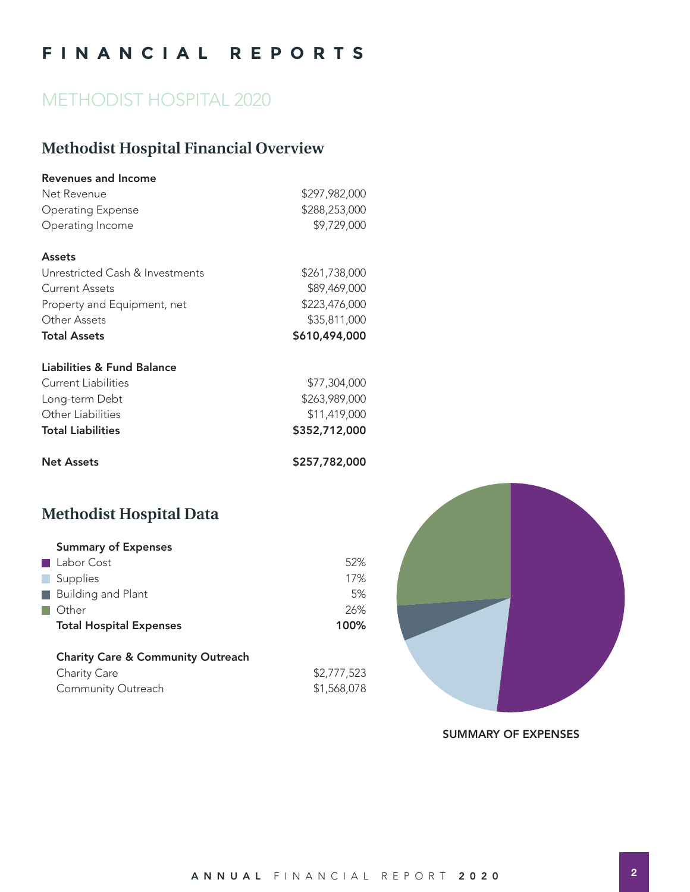# FINANCIAL REPORTS

## METHODIST HOSPITAL 2020

### Methodist Hospital Financial Overview

| **Revenues and Income** | |
|---|---|
| Net Revenue | $297,982,000 |
| Operating Expense | $288,253,000 |
| Operating Income | $9,729,000 |

| **Assets** | |
|---|---|
| Unrestricted Cash & Investments | $261,738,000 |
| Current Assets | $89,469,000 |
| Property and Equipment, net | $223,476,000 |
| Other Assets | $35,811,000 |
| **Total Assets** | **$610,494,000** |

| **Liabilities & Fund Balance** | |
|---|---|
| Current Liabilities | $77,304,000 |
| Long-term Debt | $263,989,000 |
| Other Liabilities | $11,419,000 |
| **Total Liabilities** | **$352,712,000** |

| **Net Assets** | **$257,782,000** |
|---|---|

### Methodist Hospital Data

| **Summary of Expenses** | |
|---|---|
| Labor Cost | 52% |
| Supplies | 17% |
| Building and Plant | 5% |
| Other | 26% |
| **Total Hospital Expenses** | **100%** |

| **Charity Care & Community Outreach** | |
|---|---|
| Charity Care | $2,777,523 |
| Community Outreach | $1,568,078 |

SUMMARY OF EXPENSES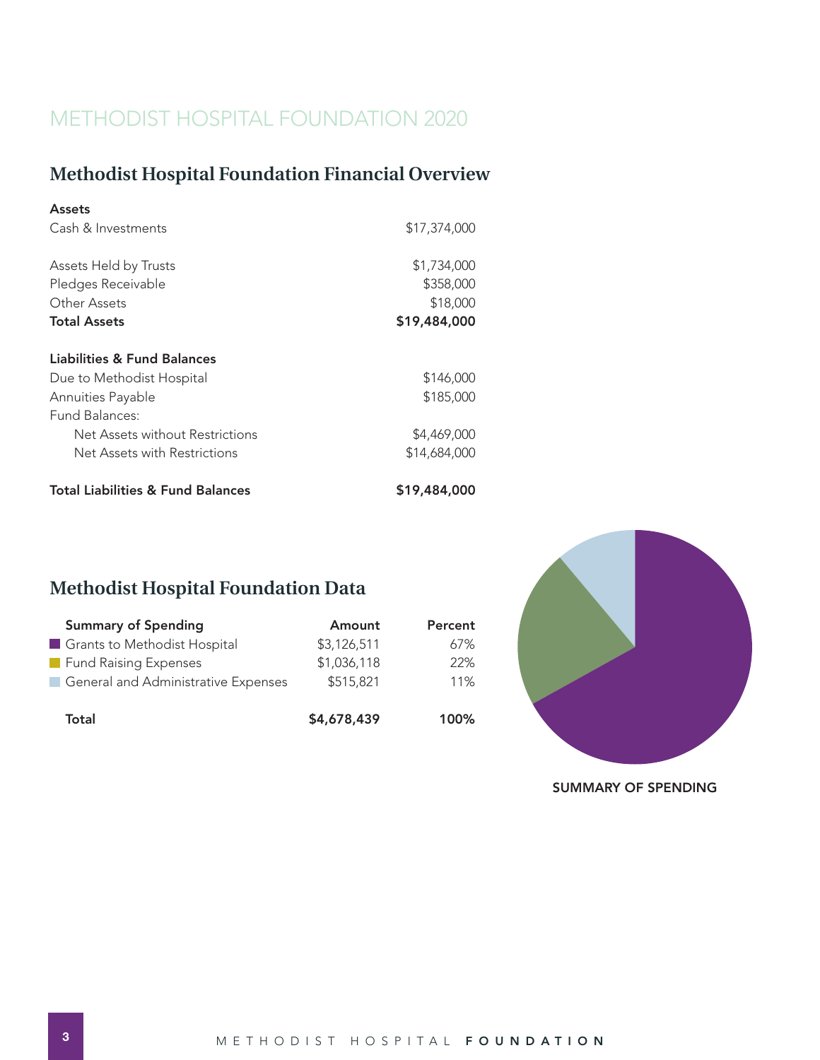# METHODIST HOSPITAL FOUNDATION 2020

## Methodist Hospital Foundation Financial Overview

| **Assets** | |
|---|---|
| Cash & Investments | $17,374,000 |
| Assets Held by Trusts | $1,734,000 |
| Pledges Receivable | $358,000 |
| Other Assets | $18,000 |
| **Total Assets** | **$19,484,000** |
| **Liabilities & Fund Balances** | |
| Due to Methodist Hospital | $146,000 |
| Annuities Payable | $185,000 |
| Fund Balances: | |
| Net Assets without Restrictions | $4,469,000 |
| Net Assets with Restrictions | $14,684,000 |
| **Total Liabilities & Fund Balances** | **$19,484,000** |

## Methodist Hospital Foundation Data

| Summary of Spending | Amount | Percent |
|---|---|---|
| Grants to Methodist Hospital | $3,126,511 | 67% |
| Fund Raising Expenses | $1,036,118 | 22% |
| General and Administrative Expenses | $515,821 | 11% |
| **Total** | **$4,678,439** | **100%** |

SUMMARY OF SPENDING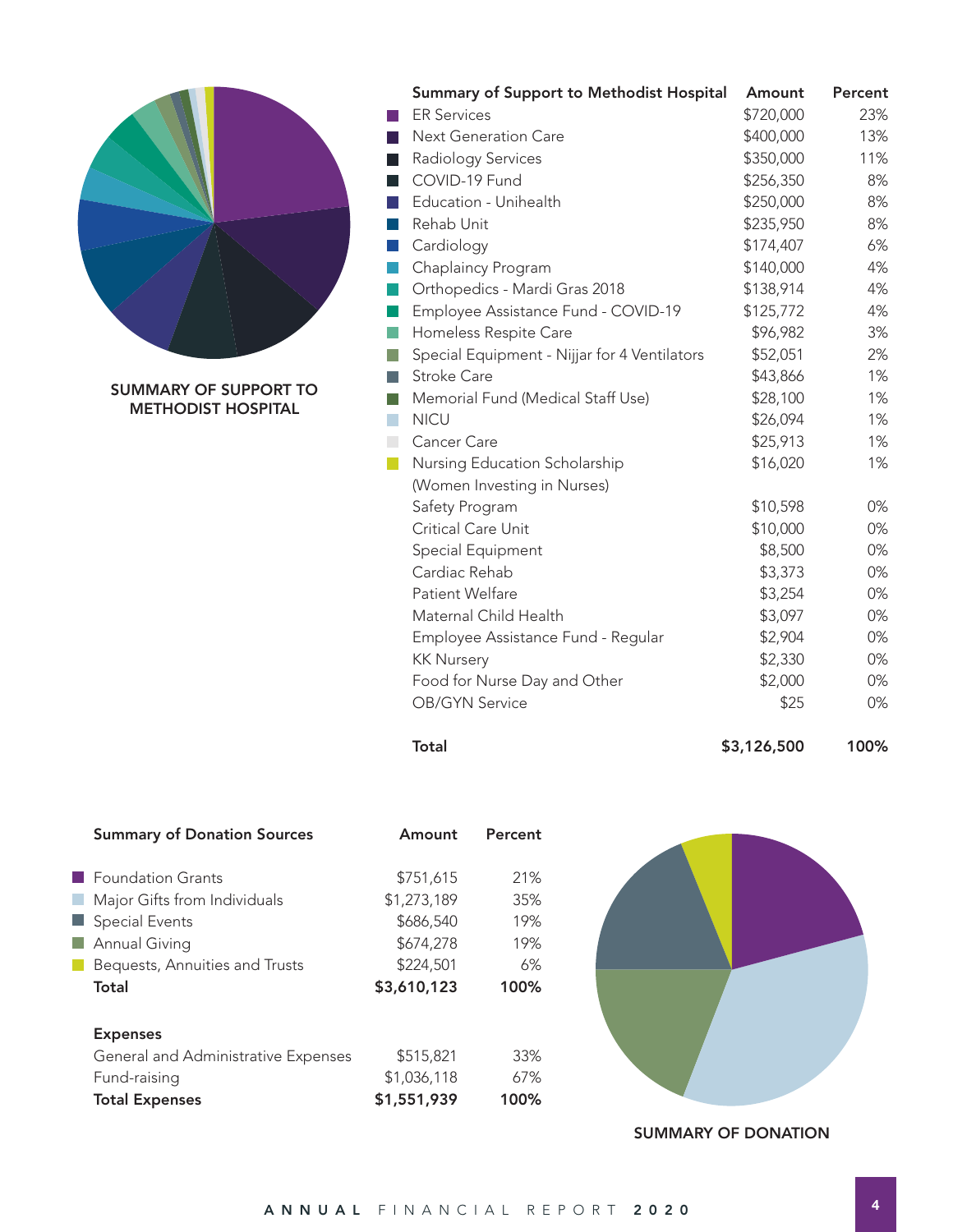SUMMARY OF SUPPORT TO METHODIST HOSPITAL

| Summary of Support to Methodist Hospital | Amount | Percent |
|---|---|---|
| ER Services | $720,000 | 23% |
| Next Generation Care | $400,000 | 13% |
| Radiology Services | $350,000 | 11% |
| COVID-19 Fund | $256,350 | 8% |
| Education - Unihealth | $250,000 | 8% |
| Rehab Unit | $235,950 | 8% |
| Cardiology | $174,407 | 6% |
| Chaplaincy Program | $140,000 | 4% |
| Orthopedics - Mardi Gras 2018 | $138,914 | 4% |
| Employee Assistance Fund - COVID-19 | $125,772 | 4% |
| Homeless Respite Care | $96,982 | 3% |
| Special Equipment - Nijjar for 4 Ventilators | $52,051 | 2% |
| Stroke Care | $43,866 | 1% |
| Memorial Fund (Medical Staff Use) | $28,100 | 1% |
| NICU | $26,094 | 1% |
| Cancer Care | $25,913 | 1% |
| Nursing Education Scholarship (Women Investing in Nurses) | $16,020 | 1% |
| Safety Program | $10,598 | 0% |
| Critical Care Unit | $10,000 | 0% |
| Special Equipment | $8,500 | 0% |
| Cardiac Rehab | $3,373 | 0% |
| Patient Welfare | $3,254 | 0% |
| Maternal Child Health | $3,097 | 0% |
| Employee Assistance Fund - Regular | $2,904 | 0% |
| KK Nursery | $2,330 | 0% |
| Food for Nurse Day and Other | $2,000 | 0% |
| OB/GYN Service | $25 | 0% |
| **Total** | **$3,126,500** | **100%** |

| Summary of Donation Sources | Amount | Percent |
|---|---|---|
| Foundation Grants | $751,615 | 21% |
| Major Gifts from Individuals | $1,273,189 | 35% |
| Special Events | $686,540 | 19% |
| Annual Giving | $674,278 | 19% |
| Bequests, Annuities and Trusts | $224,501 | 6% |
| **Total** | **$3,610,123** | **100%** |

| Expenses | | |
|---|---|---|
| General and Administrative Expenses | $515,821 | 33% |
| Fund-raising | $1,036,118 | 67% |
| **Total Expenses** | **$1,551,939** | **100%** |

SUMMARY OF DONATION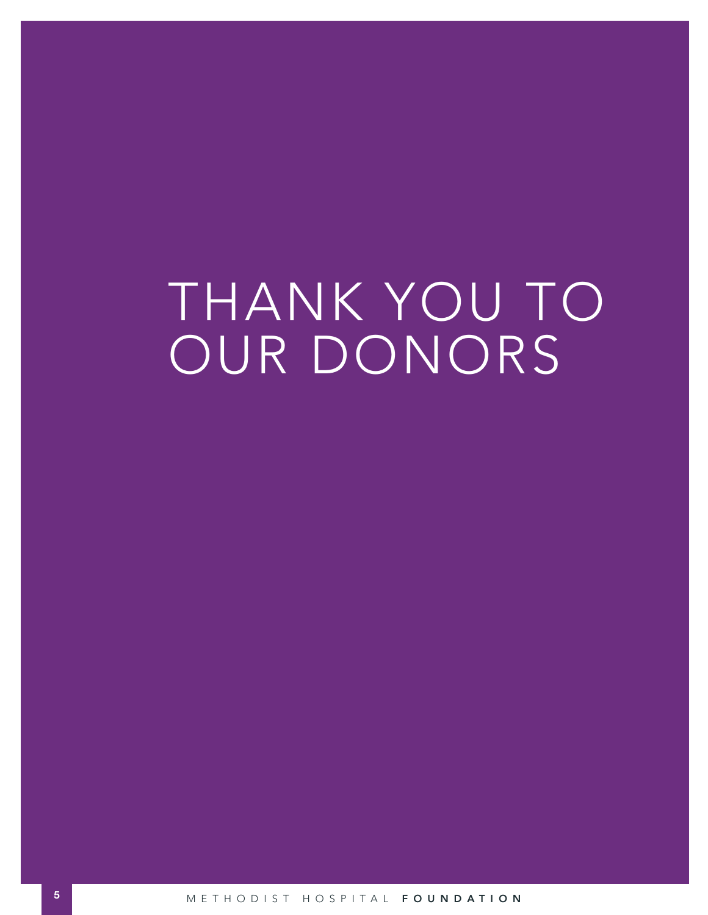# THANK YOU TO OUR DONORS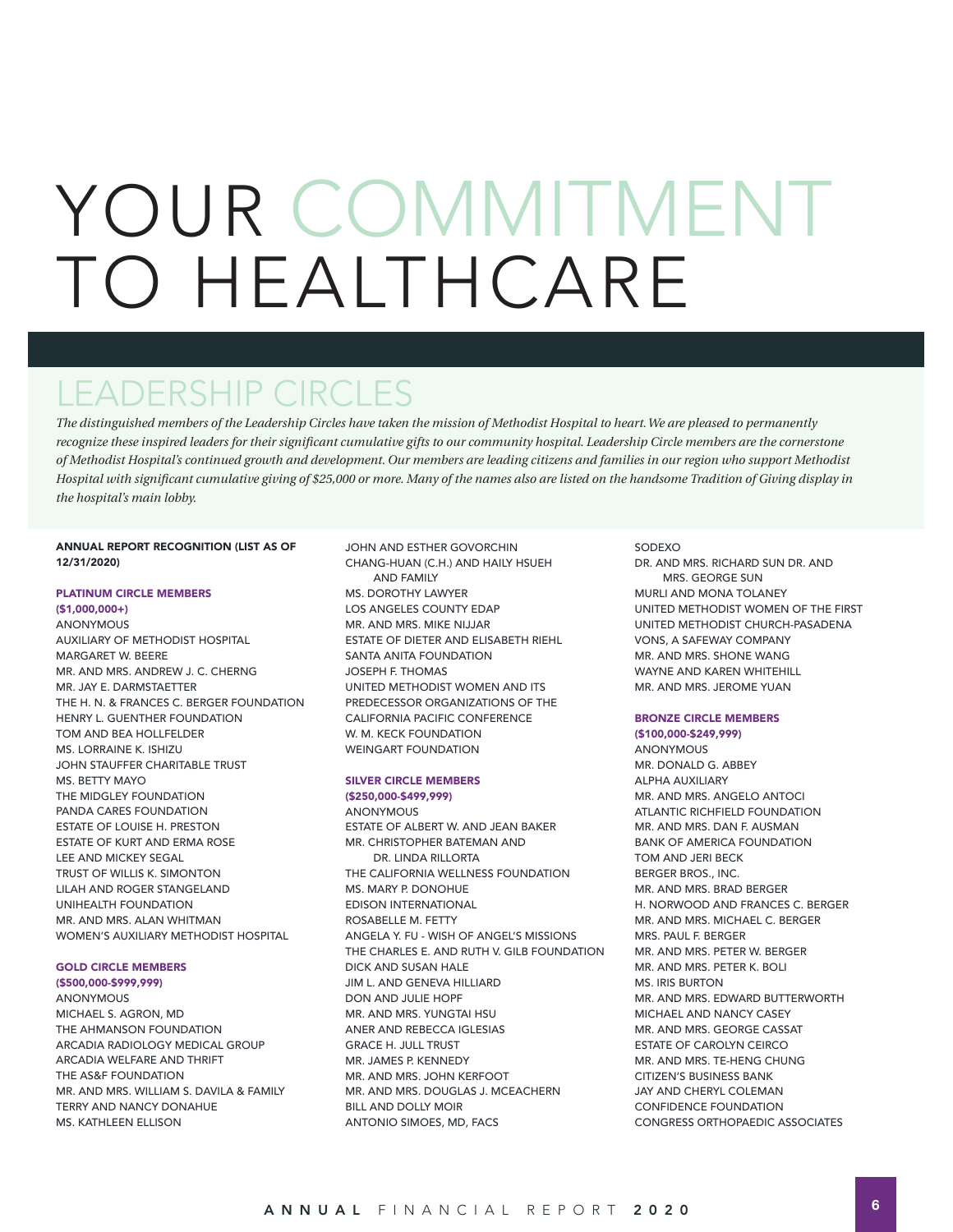# YOUR COMMITMENT TO HEALTHCARE

## LEADERSHIP CIRCLES

*The distinguished members of the Leadership Circles have taken the mission of Methodist Hospital to heart. We are pleased to permanently recognize these inspired leaders for their significant cumulative gifts to our community hospital. Leadership Circle members are the cornerstone of Methodist Hospital's continued growth and development. Our members are leading citizens and families in our region who support Methodist Hospital with significant cumulative giving of $25,000 or more. Many of the names also are listed on the handsome Tradition of Giving display in the hospital's main lobby.*

**ANNUAL REPORT RECOGNITION (LIST AS OF 12/31/2020)**

**PLATINUM CIRCLE MEMBERS ($1,000,000+)**

ANONYMOUS
AUXILIARY OF METHODIST HOSPITAL
MARGARET W. BEERE
MR. AND MRS. ANDREW J. C. CHERNG
MR. JAY E. DARMSTAETTER
THE H. N. & FRANCES C. BERGER FOUNDATION
HENRY L. GUENTHER FOUNDATION
TOM AND BEA HOLLFELDER
MS. LORRAINE K. ISHIZU
JOHN STAUFFER CHARITABLE TRUST
MS. BETTY MAYO
THE MIDGLEY FOUNDATION
PANDA CARES FOUNDATION
ESTATE OF LOUISE H. PRESTON
ESTATE OF KURT AND ERMA ROSE
LEE AND MICKEY SEGAL
TRUST OF WILLIS K. SIMONTON
LILAH AND ROGER STANGELAND
UNIHEALTH FOUNDATION
MR. AND MRS. ALAN WHITMAN
WOMEN'S AUXILIARY METHODIST HOSPITAL

**GOLD CIRCLE MEMBERS ($500,000-$999,999)**

ANONYMOUS
MICHAEL S. AGRON, MD
THE AHMANSON FOUNDATION
ARCADIA RADIOLOGY MEDICAL GROUP
ARCADIA WELFARE AND THRIFT
THE AS&F FOUNDATION
MR. AND MRS. WILLIAM S. DAVILA & FAMILY
TERRY AND NANCY DONAHUE
MS. KATHLEEN ELLISON
JOHN AND ESTHER GOVORCHIN
CHANG-HUAN (C.H.) AND HAILY HSUEH AND FAMILY
MS. DOROTHY LAWYER
LOS ANGELES COUNTY EDAP
MR. AND MRS. MIKE NIJJAR
ESTATE OF DIETER AND ELISABETH RIEHL
SANTA ANITA FOUNDATION
JOSEPH F. THOMAS
UNITED METHODIST WOMEN AND ITS PREDECESSOR ORGANIZATIONS OF THE CALIFORNIA PACIFIC CONFERENCE
W. M. KECK FOUNDATION
WEINGART FOUNDATION

**SILVER CIRCLE MEMBERS ($250,000-$499,999)**

ANONYMOUS
ESTATE OF ALBERT W. AND JEAN BAKER
MR. CHRISTOPHER BATEMAN AND DR. LINDA RILLORTA
THE CALIFORNIA WELLNESS FOUNDATION
MS. MARY P. DONOHUE
EDISON INTERNATIONAL
ROSABELLE M. FETTY
ANGELA Y. FU - WISH OF ANGEL'S MISSIONS
THE CHARLES E. AND RUTH V. GILB FOUNDATION
DICK AND SUSAN HALE
JIM L. AND GENEVA HILLIARD
DON AND JULIE HOPF
MR. AND MRS. YUNGTAI HSU
ANER AND REBECCA IGLESIAS
GRACE H. JULL TRUST
MR. JAMES P. KENNEDY
MR. AND MRS. JOHN KERFOOT
MR. AND MRS. DOUGLAS J. MCEACHERN
BILL AND DOLLY MOIR
ANTONIO SIMOES, MD, FACS
SODEXO
DR. AND MRS. RICHARD SUN DR. AND MRS. GEORGE SUN
MURLI AND MONA TOLANEY
UNITED METHODIST WOMEN OF THE FIRST UNITED METHODIST CHURCH-PASADENA
VONS, A SAFEWAY COMPANY
MR. AND MRS. SHONE WANG
WAYNE AND KAREN WHITEHILL
MR. AND MRS. JEROME YUAN

**BRONZE CIRCLE MEMBERS ($100,000-$249,999)**

ANONYMOUS
MR. DONALD G. ABBEY
ALPHA AUXILIARY
MR. AND MRS. ANGELO ANTOCI
ATLANTIC RICHFIELD FOUNDATION
MR. AND MRS. DAN F. AUSMAN
BANK OF AMERICA FOUNDATION
TOM AND JERI BECK
BERGER BROS., INC.
MR. AND MRS. BRAD BERGER
H. NORWOOD AND FRANCES C. BERGER
MR. AND MRS. MICHAEL C. BERGER
MRS. PAUL F. BERGER
MR. AND MRS. PETER W. BERGER
MR. AND MRS. PETER K. BOLI
MS. IRIS BURTON
MR. AND MRS. EDWARD BUTTERWORTH
MICHAEL AND NANCY CASEY
MR. AND MRS. GEORGE CASSAT
ESTATE OF CAROLYN CEIRCO
MR. AND MRS. TE-HENG CHUNG
CITIZEN'S BUSINESS BANK
JAY AND CHERYL COLEMAN
CONFIDENCE FOUNDATION
CONGRESS ORTHOPAEDIC ASSOCIATES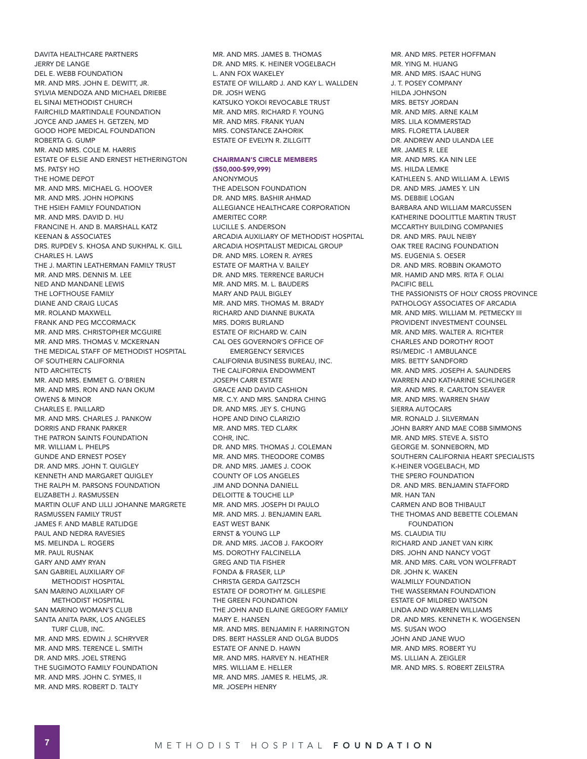DAVITA HEALTHCARE PARTNERS
JERRY DE LANGE
DEL E. WEBB FOUNDATION
MR. AND MRS. JOHN E. DEWITT, JR.
SYLVIA MENDOZA AND MICHAEL DRIEBE
EL SINAI METHODIST CHURCH
FAIRCHILD MARTINDALE FOUNDATION
JOYCE AND JAMES H. GETZEN, MD
GOOD HOPE MEDICAL FOUNDATION
ROBERTA G. GUMP
MR. AND MRS. COLE M. HARRIS
ESTATE OF ELSIE AND ERNEST HETHERINGTON
MS. PATSY HO
THE HOME DEPOT
MR. AND MRS. MICHAEL G. HOOVER
MR. AND MRS. JOHN HOPKINS
THE HSIEH FAMILY FOUNDATION
MR. AND MRS. DAVID D. HU
FRANCINE H. AND B. MARSHALL KATZ
KEENAN & ASSOCIATES
DRS. RUPDEV S. KHOSA AND SUKHPAL K. GILL
CHARLES H. LAWS
THE J. MARTIN LEATHERMAN FAMILY TRUST
MR. AND MRS. DENNIS M. LEE
NED AND MANDANE LEWIS
THE LOFTHOUSE FAMILY
DIANE AND CRAIG LUCAS
MR. ROLAND MAXWELL
FRANK AND PEG MCCORMACK
MR. AND MRS. CHRISTOPHER MCGUIRE
MR. AND MRS. THOMAS V. MCKERNAN
THE MEDICAL STAFF OF METHODIST HOSPITAL OF SOUTHERN CALIFORNIA
NTD ARCHITECTS
MR. AND MRS. EMMET G. O'BRIEN
MR. AND MRS. RON AND NAN OKUM
OWENS & MINOR
CHARLES E. PAILLARD
MR. AND MRS. CHARLES J. PANKOW
DORRIS AND FRANK PARKER
THE PATRON SAINTS FOUNDATION
MR. WILLIAM L. PHELPS
GUNDE AND ERNEST POSEY
DR. AND MRS. JOHN T. QUIGLEY
KENNETH AND MARGARET QUIGLEY
THE RALPH M. PARSONS FOUNDATION
ELIZABETH J. RASMUSSEN
MARTIN OLUF AND LILLI JOHANNE MARGRETE RASMUSSEN FAMILY TRUST
JAMES F. AND MABLE RATLIDGE
PAUL AND NEDRA RAVESIES
MS. MELINDA L. ROGERS
MR. PAUL RUSNAK
GARY AND AMY RYAN
SAN GABRIEL AUXILIARY OF METHODIST HOSPITAL
SAN MARINO AUXILIARY OF METHODIST HOSPITAL
SAN MARINO WOMAN'S CLUB
SANTA ANITA PARK, LOS ANGELES TURF CLUB, INC.
MR. AND MRS. EDWIN J. SCHRYVER
MR. AND MRS. TERENCE L. SMITH
DR. AND MRS. JOEL STRENG
THE SUGIMOTO FAMILY FOUNDATION
MR. AND MRS. JOHN C. SYMES, II
MR. AND MRS. ROBERT D. TALTY
MR. AND MRS. JAMES B. THOMAS
DR. AND MRS. K. HEINER VOGELBACH
L. ANN FOX WAKELEY
ESTATE OF WILLARD J. AND KAY L. WALLDEN
DR. JOSH WENG
KATSUKO YOKOI REVOCABLE TRUST
MR. AND MRS. RICHARD F. YOUNG
MR. AND MRS. FRANK YUAN
MRS. CONSTANCE ZAHORIK
ESTATE OF EVELYN R. ZILLGITT

## CHAIRMAN'S CIRCLE MEMBERS (\$50,000-\$99,999)

ANONYMOUS
THE ADELSON FOUNDATION
DR. AND MRS. BASHIR AHMAD
ALLEGIANCE HEALTHCARE CORPORATION
AMERITEC CORP.
LUCILLE S. ANDERSON
ARCADIA AUXILIARY OF METHODIST HOSPITAL
ARCADIA HOSPITALIST MEDICAL GROUP
DR. AND MRS. LOREN R. AYRES
ESTATE OF MARTHA V. BAILEY
DR. AND MRS. TERRENCE BARUCH
MR. AND MRS. M. L. BAUDERS
MARY AND PAUL BIGLEY
MR. AND MRS. THOMAS M. BRADY
RICHARD AND DIANNE BUKATA
MRS. DORIS BURLAND
ESTATE OF RICHARD W. CAIN
CAL OES GOVERNOR'S OFFICE OF EMERGENCY SERVICES
CALIFORNIA BUSINESS BUREAU, INC.
THE CALIFORNIA ENDOWMENT
JOSEPH CARR ESTATE
GRACE AND DAVID CASHION
MR. C.Y. AND MRS. SANDRA CHING
DR. AND MRS. JEY S. CHUNG
HOPE AND DINO CLARIZIO
MR. AND MRS. TED CLARK
COHR, INC.
DR. AND MRS. THOMAS J. COLEMAN
MR. AND MRS. THEODORE COMBS
DR. AND MRS. JAMES J. COOK
COUNTY OF LOS ANGELES
JIM AND DONNA DANIELL
DELOITTE & TOUCHE LLP
MR. AND MRS. JOSEPH DI PAULO
MR. AND MRS. J. BENJAMIN EARL
EAST WEST BANK
ERNST & YOUNG LLP
DR. AND MRS. JACOB J. FAKOORY
MS. DOROTHY FALCINELLA
GREG AND TIA FISHER
FONDA & FRASER, LLP
CHRISTA GERDA GAITZSCH
ESTATE OF DOROTHY M. GILLESPIE
THE GREEN FOUNDATION
THE JOHN AND ELAINE GREGORY FAMILY
MARY E. HANSEN
MR. AND MRS. BENJAMIN F. HARRINGTON
DRS. BERT HASSLER AND OLGA BUDDS
ESTATE OF ANNE D. HAWN
MR. AND MRS. HARVEY N. HEATHER
MRS. WILLIAM E. HELLER
MR. AND MRS. JAMES R. HELMS, JR.
MR. JOSEPH HENRY
MR. AND MRS. PETER HOFFMAN
MR. YING M. HUANG
MR. AND MRS. ISAAC HUNG
J. T. POSEY COMPANY
HILDA JOHNSON
MRS. BETSY JORDAN
MR. AND MRS. ARNE KALM
MRS. LILA KOMMERSTAD
MRS. FLORETTA LAUBER
DR. ANDREW AND ULANDA LEE
MR. JAMES R. LEE
MR. AND MRS. KA NIN LEE
MS. HILDA LEMKE
KATHLEEN S. AND WILLIAM A. LEWIS
DR. AND MRS. JAMES Y. LIN
MS. DEBBIE LOGAN
BARBARA AND WILLIAM MARCUSSEN
KATHERINE DOOLITTLE MARTIN TRUST
MCCARTHY BUILDING COMPANIES
DR. AND MRS. PAUL NEIBY
OAK TREE RACING FOUNDATION
MS. EUGENIA S. OESER
DR. AND MRS. ROBBIN OKAMOTO
MR. HAMID AND MRS. RITA F. OLIAI
PACIFIC BELL
THE PASSIONISTS OF HOLY CROSS PROVINCE
PATHOLOGY ASSOCIATES OF ARCADIA
MR. AND MRS. WILLIAM M. PETMECKY III
PROVIDENT INVESTMENT COUNSEL
MR. AND MRS. WALTER A. RICHTER
CHARLES AND DOROTHY ROOT
RSI/MEDIC -1 AMBULANCE
MRS. BETTY SANDFORD
MR. AND MRS. JOSEPH A. SAUNDERS
WARREN AND KATHARINE SCHLINGER
MR. AND MRS. R. CARLTON SEAVER
MR. AND MRS. WARREN SHAW
SIERRA AUTOCARS
MR. RONALD J. SILVERMAN
JOHN BARRY AND MAE COBB SIMMONS
MR. AND MRS. STEVE A. SISTO
GEORGE M. SONNEBORN, MD
SOUTHERN CALIFORNIA HEART SPECIALISTS
K-HEINER VOGELBACH, MD
THE SPERO FOUNDATION
DR. AND MRS. BENJAMIN STAFFORD
MR. HAN TAN
CARMEN AND BOB THIBAULT
THE THOMAS AND BEBETTE COLEMAN FOUNDATION
MS. CLAUDIA TIU
RICHARD AND JANET VAN KIRK
DRS. JOHN AND NANCY VOGT
MR. AND MRS. CARL VON WOLFFRADT
DR. JOHN K. WAKEN
WALMILLY FOUNDATION
THE WASSERMAN FOUNDATION
ESTATE OF MILDRED WATSON
LINDA AND WARREN WILLIAMS
DR. AND MRS. KENNETH K. WOGENSEN
MS. SUSAN WOO
JOHN AND JANE WUO
MR. AND MRS. ROBERT YU
MS. LILLIAN A. ZEIGLER
MR. AND MRS. S. ROBERT ZEILSTRA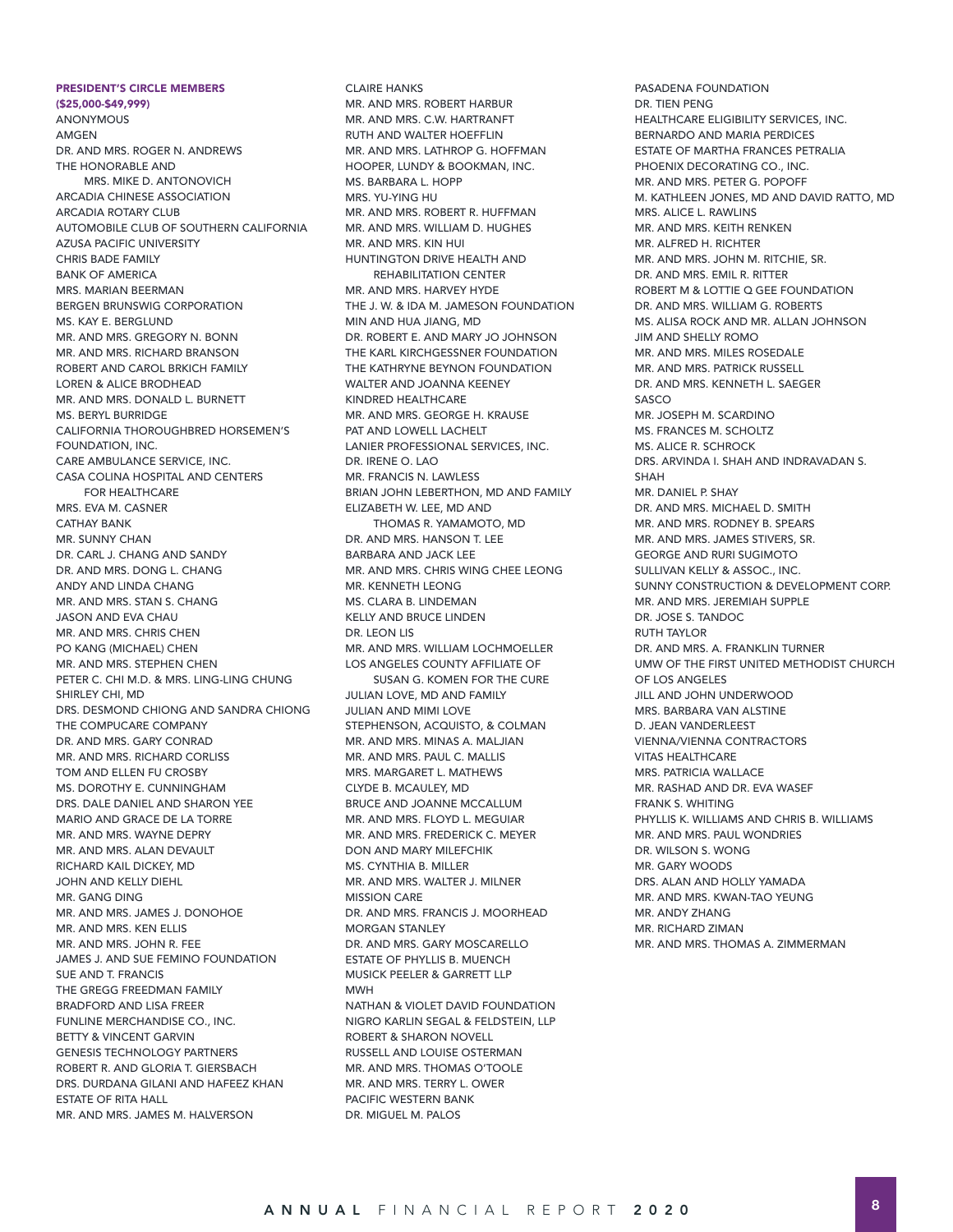**PRESIDENT'S CIRCLE MEMBERS**
**($25,000-$49,999)**

ANONYMOUS
AMGEN
DR. AND MRS. ROGER N. ANDREWS
THE HONORABLE AND MRS. MIKE D. ANTONOVICH
ARCADIA CHINESE ASSOCIATION
ARCADIA ROTARY CLUB
AUTOMOBILE CLUB OF SOUTHERN CALIFORNIA
AZUSA PACIFIC UNIVERSITY
CHRIS BADE FAMILY
BANK OF AMERICA
MRS. MARIAN BEERMAN
BERGEN BRUNSWIG CORPORATION
MS. KAY E. BERGLUND
MR. AND MRS. GREGORY N. BONN
MR. AND MRS. RICHARD BRANSON
ROBERT AND CAROL BRKICH FAMILY
LOREN & ALICE BRODHEAD
MR. AND MRS. DONALD L. BURNETT
MS. BERYL BURRIDGE
CALIFORNIA THOROUGHBRED HORSEMEN'S FOUNDATION, INC.
CARE AMBULANCE SERVICE, INC.
CASA COLINA HOSPITAL AND CENTERS FOR HEALTHCARE
MRS. EVA M. CASNER
CATHAY BANK
MR. SUNNY CHAN
DR. CARL J. CHANG AND SANDY
DR. AND MRS. DONG L. CHANG
ANDY AND LINDA CHANG
MR. AND MRS. STAN S. CHANG
JASON AND EVA CHAU
MR. AND MRS. CHRIS CHEN
PO KANG (MICHAEL) CHEN
MR. AND MRS. STEPHEN CHEN
PETER C. CHI M.D. & MRS. LING-LING CHUNG
SHIRLEY CHI, MD
DRS. DESMOND CHIONG AND SANDRA CHIONG
THE COMPUCARE COMPANY
DR. AND MRS. GARY CONRAD
MR. AND MRS. RICHARD CORLISS
TOM AND ELLEN FU CROSBY
MS. DOROTHY E. CUNNINGHAM
DRS. DALE DANIEL AND SHARON YEE
MARIO AND GRACE DE LA TORRE
MR. AND MRS. WAYNE DEPRY
MR. AND MRS. ALAN DEVAULT
RICHARD KAIL DICKEY, MD
JOHN AND KELLY DIEHL
MR. GANG DING
MR. AND MRS. JAMES J. DONOHOE
MR. AND MRS. KEN ELLIS
MR. AND MRS. JOHN R. FEE
JAMES J. AND SUE FEMINO FOUNDATION
SUE AND T. FRANCIS
THE GREGG FREEDMAN FAMILY
BRADFORD AND LISA FREER
FUNLINE MERCHANDISE CO., INC.
BETTY & VINCENT GARVIN
GENESIS TECHNOLOGY PARTNERS
ROBERT R. AND GLORIA T. GIERSBACH
DRS. DURDANA GILANI AND HAFEEZ KHAN
ESTATE OF RITA HALL
MR. AND MRS. JAMES M. HALVERSON
CLAIRE HANKS
MR. AND MRS. ROBERT HARBUR
MR. AND MRS. C.W. HARTRANFT
RUTH AND WALTER HOEFFLIN
MR. AND MRS. LATHROP G. HOFFMAN
HOOPER, LUNDY & BOOKMAN, INC.
MS. BARBARA L. HOPP
MRS. YU-YING HU
MR. AND MRS. ROBERT R. HUFFMAN
MR. AND MRS. WILLIAM D. HUGHES
MR. AND MRS. KIN HUI
HUNTINGTON DRIVE HEALTH AND REHABILITATION CENTER
MR. AND MRS. HARVEY HYDE
THE J. W. & IDA M. JAMESON FOUNDATION
MIN AND HUA JIANG, MD
DR. ROBERT E. AND MARY JO JOHNSON
THE KARL KIRCHGESSNER FOUNDATION
THE KATHRYNE BEYNON FOUNDATION
WALTER AND JOANNA KEENEY
KINDRED HEALTHCARE
MR. AND MRS. GEORGE H. KRAUSE
PAT AND LOWELL LACHELT
LANIER PROFESSIONAL SERVICES, INC.
DR. IRENE O. LAO
MR. FRANCIS N. LAWLESS
BRIAN JOHN LEBERTHON, MD AND FAMILY
ELIZABETH W. LEE, MD AND THOMAS R. YAMAMOTO, MD
DR. AND MRS. HANSON T. LEE
BARBARA AND JACK LEE
MR. AND MRS. CHRIS WING CHEE LEONG
MR. KENNETH LEONG
MS. CLARA B. LINDEMAN
KELLY AND BRUCE LINDEN
DR. LEON LIS
MR. AND MRS. WILLIAM LOCHMOELLER
LOS ANGELES COUNTY AFFILIATE OF SUSAN G. KOMEN FOR THE CURE
JULIAN LOVE, MD AND FAMILY
JULIAN AND MIMI LOVE
STEPHENSON, ACQUISTO, & COLMAN
MR. AND MRS. MINAS A. MALJIAN
MR. AND MRS. PAUL C. MALLIS
MRS. MARGARET L. MATHEWS
CLYDE B. MCAULEY, MD
BRUCE AND JOANNE MCCALLUM
MR. AND MRS. FLOYD L. MEGUIAR
MR. AND MRS. FREDERICK C. MEYER
DON AND MARY MILEFCHIK
MS. CYNTHIA B. MILLER
MR. AND MRS. WALTER J. MILNER
MISSION CARE
DR. AND MRS. FRANCIS J. MOORHEAD
MORGAN STANLEY
DR. AND MRS. GARY MOSCARELLO
ESTATE OF PHYLLIS B. MUENCH
MUSICK PEELER & GARRETT LLP
MWH
NATHAN & VIOLET DAVID FOUNDATION
NIGRO KARLIN SEGAL & FELDSTEIN, LLP
ROBERT & SHARON NOVELL
RUSSELL AND LOUISE OSTERMAN
MR. AND MRS. THOMAS O'TOOLE
MR. AND MRS. TERRY L. OWER
PACIFIC WESTERN BANK
DR. MIGUEL M. PALOS
PASADENA FOUNDATION
DR. TIEN PENG
HEALTHCARE ELIGIBILITY SERVICES, INC.
BERNARDO AND MARIA PERDICES
ESTATE OF MARTHA FRANCES PETRALIA
PHOENIX DECORATING CO., INC.
MR. AND MRS. PETER G. POPOFF
M. KATHLEEN JONES, MD AND DAVID RATTO, MD
MRS. ALICE L. RAWLINS
MR. AND MRS. KEITH RENKEN
MR. ALFRED H. RICHTER
MR. AND MRS. JOHN M. RITCHIE, SR.
DR. AND MRS. EMIL R. RITTER
ROBERT M & LOTTIE Q GEE FOUNDATION
DR. AND MRS. WILLIAM G. ROBERTS
MS. ALISA ROCK AND MR. ALLAN JOHNSON
JIM AND SHELLY ROMO
MR. AND MRS. MILES ROSEDALE
MR. AND MRS. PATRICK RUSSELL
DR. AND MRS. KENNETH L. SAEGER
SASCO
MR. JOSEPH M. SCARDINO
MS. FRANCES M. SCHOLTZ
MS. ALICE R. SCHROCK
DRS. ARVINDA I. SHAH AND INDRAVADAN S. SHAH
MR. DANIEL P. SHAY
DR. AND MRS. MICHAEL D. SMITH
MR. AND MRS. RODNEY B. SPEARS
MR. AND MRS. JAMES STIVERS, SR.
GEORGE AND RURI SUGIMOTO
SULLIVAN KELLY & ASSOC., INC.
SUNNY CONSTRUCTION & DEVELOPMENT CORP.
MR. AND MRS. JEREMIAH SUPPLE
DR. JOSE S. TANDOC
RUTH TAYLOR
DR. AND MRS. A. FRANKLIN TURNER
UMW OF THE FIRST UNITED METHODIST CHURCH OF LOS ANGELES
JILL AND JOHN UNDERWOOD
MRS. BARBARA VAN ALSTINE
D. JEAN VANDERLEEST
VIENNA/VIENNA CONTRACTORS
VITAS HEALTHCARE
MRS. PATRICIA WALLACE
MR. RASHAD AND DR. EVA WASEF
FRANK S. WHITING
PHYLLIS K. WILLIAMS AND CHRIS B. WILLIAMS
MR. AND MRS. PAUL WONDRIES
DR. WILSON S. WONG
MR. GARY WOODS
DRS. ALAN AND HOLLY YAMADA
MR. AND MRS. KWAN-TAO YEUNG
MR. ANDY ZHANG
MR. RICHARD ZIMAN
MR. AND MRS. THOMAS A. ZIMMERMAN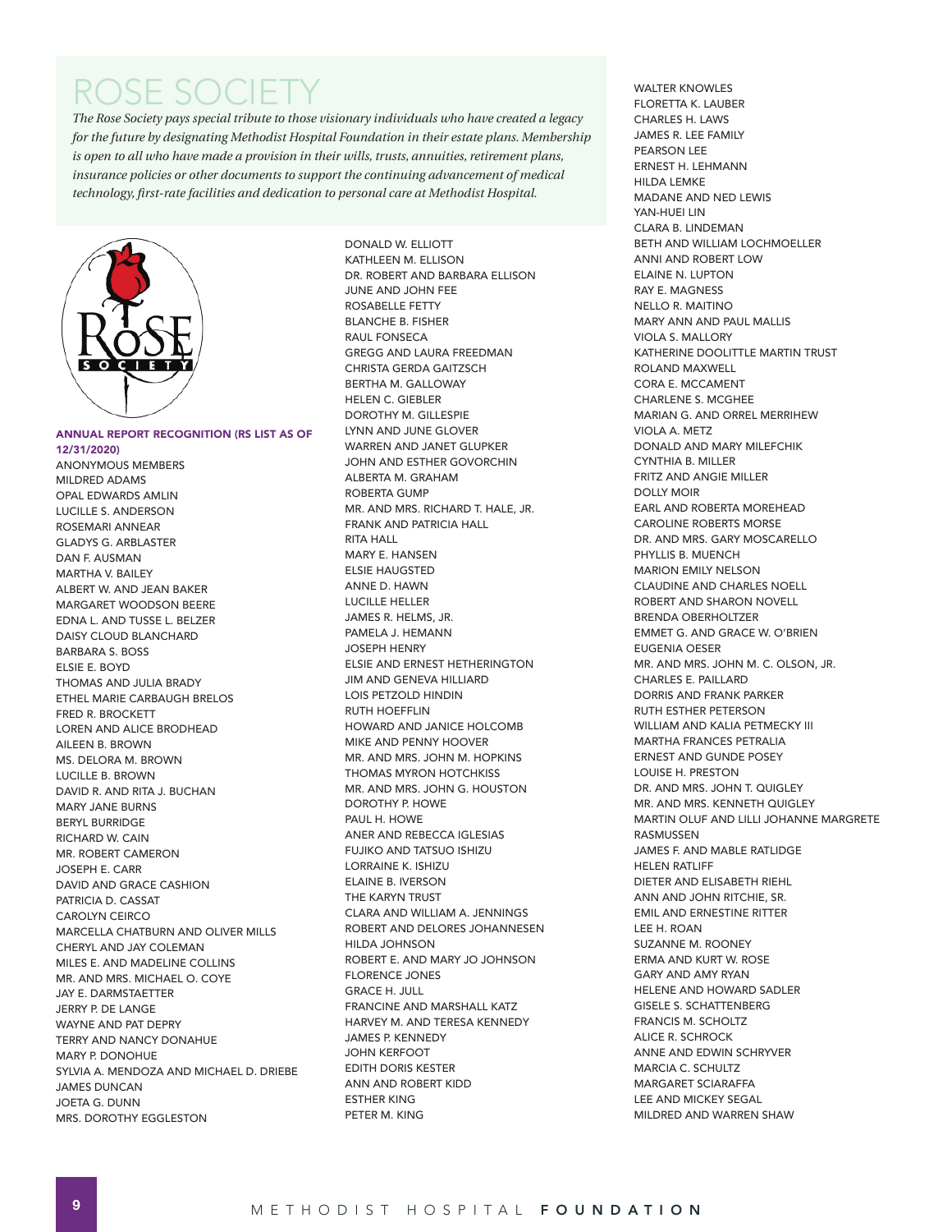# ROSE SOCIETY

*The Rose Society pays special tribute to those visionary individuals who have created a legacy for the future by designating Methodist Hospital Foundation in their estate plans. Membership is open to all who have made a provision in their wills, trusts, annuities, retirement plans, insurance policies or other documents to support the continuing advancement of medical technology, first-rate facilities and dedication to personal care at Methodist Hospital.*

**ANNUAL REPORT RECOGNITION (RS LIST AS OF 12/31/2020)**

ANONYMOUS MEMBERS
MILDRED ADAMS
OPAL EDWARDS AMLIN
LUCILLE S. ANDERSON
ROSEMARI ANNEAR
GLADYS G. ARBLASTER
DAN F. AUSMAN
MARTHA V. BAILEY
ALBERT W. AND JEAN BAKER
MARGARET WOODSON BEERE
EDNA L. AND TUSSE L. BELZER
DAISY CLOUD BLANCHARD
BARBARA S. BOSS
ELSIE E. BOYD
THOMAS AND JULIA BRADY
ETHEL MARIE CARBAUGH BRELOS
FRED R. BROCKETT
LOREN AND ALICE BRODHEAD
AILEEN B. BROWN
MS. DELORA M. BROWN
LUCILLE B. BROWN
DAVID R. AND RITA J. BUCHAN
MARY JANE BURNS
BERYL BURRIDGE
RICHARD W. CAIN
MR. ROBERT CAMERON
JOSEPH E. CARR
DAVID AND GRACE CASHION
PATRICIA D. CASSAT
CAROLYN CEIRCO
MARCELLA CHATBURN AND OLIVER MILLS
CHERYL AND JAY COLEMAN
MILES E. AND MADELINE COLLINS
MR. AND MRS. MICHAEL O. COYE
JAY E. DARMSTAETTER
JERRY P. DE LANGE
WAYNE AND PAT DEPRY
TERRY AND NANCY DONAHUE
MARY P. DONOHUE
SYLVIA A. MENDOZA AND MICHAEL D. DRIEBE
JAMES DUNCAN
JOETA G. DUNN
MRS. DOROTHY EGGLESTON
DONALD W. ELLIOTT
KATHLEEN M. ELLISON
DR. ROBERT AND BARBARA ELLISON
JUNE AND JOHN FEE
ROSABELLE FETTY
BLANCHE B. FISHER
RAUL FONSECA
GREGG AND LAURA FREEDMAN
CHRISTA GERDA GAITZSCH
BERTHA M. GALLOWAY
HELEN C. GIEBLER
DOROTHY M. GILLESPIE
LYNN AND JUNE GLOVER
WARREN AND JANET GLUPKER
JOHN AND ESTHER GOVORCHIN
ALBERTA M. GRAHAM
ROBERTA GUMP
MR. AND MRS. RICHARD T. HALE, JR.
FRANK AND PATRICIA HALL
RITA HALL
MARY E. HANSEN
ELSIE HAUGSTED
ANNE D. HAWN
LUCILLE HELLER
JAMES R. HELMS, JR.
PAMELA J. HEMANN
JOSEPH HENRY
ELSIE AND ERNEST HETHERINGTON
JIM AND GENEVA HILLIARD
LOIS PETZOLD HINDIN
RUTH HOEFFLIN
HOWARD AND JANICE HOLCOMB
MIKE AND PENNY HOOVER
MR. AND MRS. JOHN M. HOPKINS
THOMAS MYRON HOTCHKISS
MR. AND MRS. JOHN G. HOUSTON
DOROTHY P. HOWE
PAUL H. HOWE
ANER AND REBECCA IGLESIAS
FUJIKO AND TATSUO ISHIZU
LORRAINE K. ISHIZU
ELAINE B. IVERSON
THE KARYN TRUST
CLARA AND WILLIAM A. JENNINGS
ROBERT AND DELORES JOHANNESEN
HILDA JOHNSON
ROBERT E. AND MARY JO JOHNSON
FLORENCE JONES
GRACE H. JULL
FRANCINE AND MARSHALL KATZ
HARVEY M. AND TERESA KENNEDY
JAMES P. KENNEDY
JOHN KERFOOT
EDITH DORIS KESTER
ANN AND ROBERT KIDD
ESTHER KING
PETER M. KING
WALTER KNOWLES
FLORETTA K. LAUBER
CHARLES H. LAWS
JAMES R. LEE FAMILY
PEARSON LEE
ERNEST H. LEHMANN
HILDA LEMKE
MADANE AND NED LEWIS
YAN-HUEI LIN
CLARA B. LINDEMAN
BETH AND WILLIAM LOCHMOELLER
ANNI AND ROBERT LOW
ELAINE N. LUPTON
RAY E. MAGNESS
NELLO R. MAITINO
MARY ANN AND PAUL MALLIS
VIOLA S. MALLORY
KATHERINE DOOLITTLE MARTIN TRUST
ROLAND MAXWELL
CORA E. MCCAMENT
CHARLENE S. MCGHEE
MARIAN G. AND ORREL MERRIHEW
VIOLA A. METZ
DONALD AND MARY MILEFCHIK
CYNTHIA B. MILLER
FRITZ AND ANGIE MILLER
DOLLY MOIR
EARL AND ROBERTA MOREHEAD
CAROLINE ROBERTS MORSE
DR. AND MRS. GARY MOSCARELLO
PHYLLIS B. MUENCH
MARION EMILY NELSON
CLAUDINE AND CHARLES NOELL
ROBERT AND SHARON NOVELL
BRENDA OBERHOLTZER
EMMET G. AND GRACE W. O'BRIEN
EUGENIA OESER
MR. AND MRS. JOHN M. C. OLSON, JR.
CHARLES E. PAILLARD
DORRIS AND FRANK PARKER
RUTH ESTHER PETERSON
WILLIAM AND KALIA PETMECKY III
MARTHA FRANCES PETRALIA
ERNEST AND GUNDE POSEY
LOUISE H. PRESTON
DR. AND MRS. JOHN T. QUIGLEY
MR. AND MRS. KENNETH QUIGLEY
MARTIN OLUF AND LILLI JOHANNE MARGRETE RASMUSSEN
JAMES F. AND MABLE RATLIDGE
HELEN RATLIFF
DIETER AND ELISABETH RIEHL
ANN AND JOHN RITCHIE, SR.
EMIL AND ERNESTINE RITTER
LEE H. ROAN
SUZANNE M. ROONEY
ERMA AND KURT W. ROSE
GARY AND AMY RYAN
HELENE AND HOWARD SADLER
GISELE S. SCHATTENBERG
FRANCIS M. SCHOLTZ
ALICE R. SCHROCK
ANNE AND EDWIN SCHRYVER
MARCIA C. SCHULTZ
MARGARET SCIARAFFA
LEE AND MICKEY SEGAL
MILDRED AND WARREN SHAW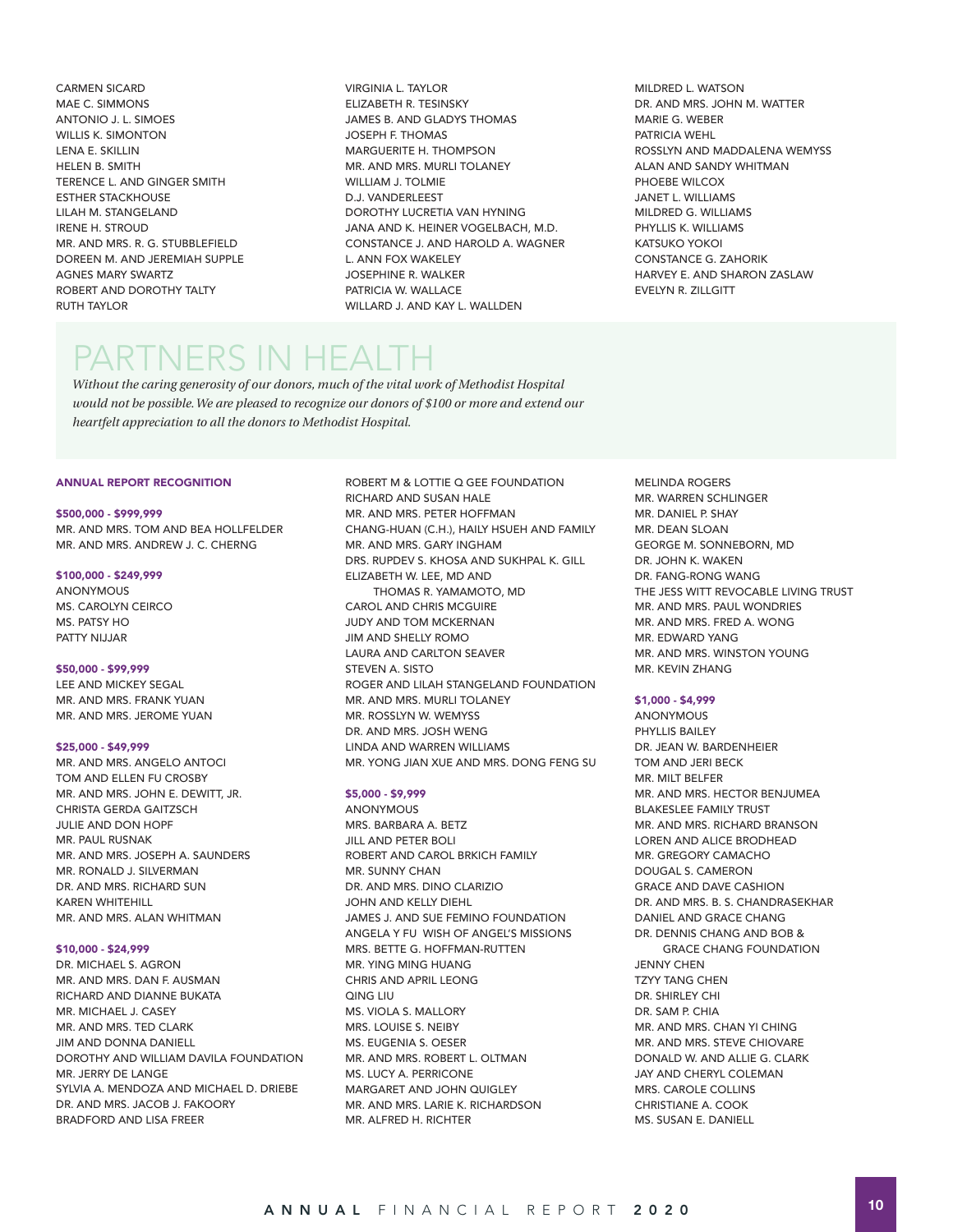CARMEN SICARD
MAE C. SIMMONS
ANTONIO J. L. SIMOES
WILLIS K. SIMONTON
LENA E. SKILLIN
HELEN B. SMITH
TERENCE L. AND GINGER SMITH
ESTHER STACKHOUSE
LILAH M. STANGELAND
IRENE H. STROUD
MR. AND MRS. R. G. STUBBLEFIELD
DOREEN M. AND JEREMIAH SUPPLE
AGNES MARY SWARTZ
ROBERT AND DOROTHY TALTY
RUTH TAYLOR
VIRGINIA L. TAYLOR
ELIZABETH R. TESINSKY
JAMES B. AND GLADYS THOMAS
JOSEPH F. THOMAS
MARGUERITE H. THOMPSON
MR. AND MRS. MURLI TOLANEY
WILLIAM J. TOLMIE
D.J. VANDERLEEST
DOROTHY LUCRETIA VAN HYNING
JANA AND K. HEINER VOGELBACH, M.D.
CONSTANCE J. AND HAROLD A. WAGNER
L. ANN FOX WAKELEY
JOSEPHINE R. WALKER
PATRICIA W. WALLACE
WILLARD J. AND KAY L. WALLDEN
MILDRED L. WATSON
DR. AND MRS. JOHN M. WATTER
MARIE G. WEBER
PATRICIA WEHL
ROSSLYN AND MADDALENA WEMYSS
ALAN AND SANDY WHITMAN
PHOEBE WILCOX
JANET L. WILLIAMS
MILDRED G. WILLIAMS
PHYLLIS K. WILLIAMS
KATSUKO YOKOI
CONSTANCE G. ZAHORIK
HARVEY E. AND SHARON ZASLAW
EVELYN R. ZILLGITT

# PARTNERS IN HEALTH

*Without the caring generosity of our donors, much of the vital work of Methodist Hospital would not be possible. We are pleased to recognize our donors of $100 or more and extend our heartfelt appreciation to all the donors to Methodist Hospital.*

## ANNUAL REPORT RECOGNITION

### $500,000 - $999,999

MR. AND MRS. TOM AND BEA HOLLFELDER
MR. AND MRS. ANDREW J. C. CHERNG

### $100,000 - $249,999

ANONYMOUS
MS. CAROLYN CEIRCO
MS. PATSY HO
PATTY NIJJAR

### $50,000 - $99,999

LEE AND MICKEY SEGAL
MR. AND MRS. FRANK YUAN
MR. AND MRS. JEROME YUAN

### $25,000 - $49,999

MR. AND MRS. ANGELO ANTOCI
TOM AND ELLEN FU CROSBY
MR. AND MRS. JOHN E. DEWITT, JR.
CHRISTA GERDA GAITZSCH
JULIE AND DON HOPF
MR. PAUL RUSNAK
MR. AND MRS. JOSEPH A. SAUNDERS
MR. RONALD J. SILVERMAN
DR. AND MRS. RICHARD SUN
KAREN WHITEHILL
MR. AND MRS. ALAN WHITMAN

### $10,000 - $24,999

DR. MICHAEL S. AGRON
MR. AND MRS. DAN F. AUSMAN
RICHARD AND DIANNE BUKATA
MR. MICHAEL J. CASEY
MR. AND MRS. TED CLARK
JIM AND DONNA DANIELL
DOROTHY AND WILLIAM DAVILA FOUNDATION
MR. JERRY DE LANGE
SYLVIA A. MENDOZA AND MICHAEL D. DRIEBE
DR. AND MRS. JACOB J. FAKOORY
BRADFORD AND LISA FREER
ROBERT M & LOTTIE Q GEE FOUNDATION
RICHARD AND SUSAN HALE
MR. AND MRS. PETER HOFFMAN
CHANG-HUAN (C.H.), HAILY HSUEH AND FAMILY
MR. AND MRS. GARY INGHAM
DRS. RUPDEV S. KHOSA AND SUKHPAL K. GILL
ELIZABETH W. LEE, MD AND THOMAS R. YAMAMOTO, MD
CAROL AND CHRIS MCGUIRE
JUDY AND TOM MCKERNAN
JIM AND SHELLY ROMO
LAURA AND CARLTON SEAVER
STEVEN A. SISTO
ROGER AND LILAH STANGELAND FOUNDATION
MR. AND MRS. MURLI TOLANEY
MR. ROSSLYN W. WEMYSS
DR. AND MRS. JOSH WENG
LINDA AND WARREN WILLIAMS
MR. YONG JIAN XUE AND MRS. DONG FENG SU

### $5,000 - $9,999

ANONYMOUS
MRS. BARBARA A. BETZ
JILL AND PETER BOLI
ROBERT AND CAROL BRKICH FAMILY
MR. SUNNY CHAN
DR. AND MRS. DINO CLARIZIO
JOHN AND KELLY DIEHL
JAMES J. AND SUE FEMINO FOUNDATION
ANGELA Y FU WISH OF ANGEL'S MISSIONS
MRS. BETTE G. HOFFMAN-RUTTEN
MR. YING MING HUANG
CHRIS AND APRIL LEONG
QING LIU
MS. VIOLA S. MALLORY
MRS. LOUISE S. NEIBY
MS. EUGENIA S. OESER
MR. AND MRS. ROBERT L. OLTMAN
MS. LUCY A. PERRICONE
MARGARET AND JOHN QUIGLEY
MR. AND MRS. LARIE K. RICHARDSON
MR. ALFRED H. RICHTER
MELINDA ROGERS
MR. WARREN SCHLINGER
MR. DANIEL P. SHAY
MR. DEAN SLOAN
GEORGE M. SONNEBORN, MD
DR. JOHN K. WAKEN
DR. FANG-RONG WANG
THE JESS WITT REVOCABLE LIVING TRUST
MR. AND MRS. PAUL WONDRIES
MR. AND MRS. FRED A. WONG
MR. EDWARD YANG
MR. AND MRS. WINSTON YOUNG
MR. KEVIN ZHANG

### $1,000 - $4,999

ANONYMOUS
PHYLLIS BAILEY
DR. JEAN W. BARDENHEIER
TOM AND JERI BECK
MR. MILT BELFER
MR. AND MRS. HECTOR BENJUMEA
BLAKESLEE FAMILY TRUST
MR. AND MRS. RICHARD BRANSON
LOREN AND ALICE BRODHEAD
MR. GREGORY CAMACHO
DOUGAL S. CAMERON
GRACE AND DAVE CASHION
DR. AND MRS. B. S. CHANDRASEKHAR
DANIEL AND GRACE CHANG
DR. DENNIS CHANG AND BOB & GRACE CHANG FOUNDATION
JENNY CHEN
TZYY TANG CHEN
DR. SHIRLEY CHI
DR. SAM P. CHIA
MR. AND MRS. CHAN YI CHING
MR. AND MRS. STEVE CHIOVARE
DONALD W. AND ALLIE G. CLARK
JAY AND CHERYL COLEMAN
MRS. CAROLE COLLINS
CHRISTIANE A. COOK
MS. SUSAN E. DANIELL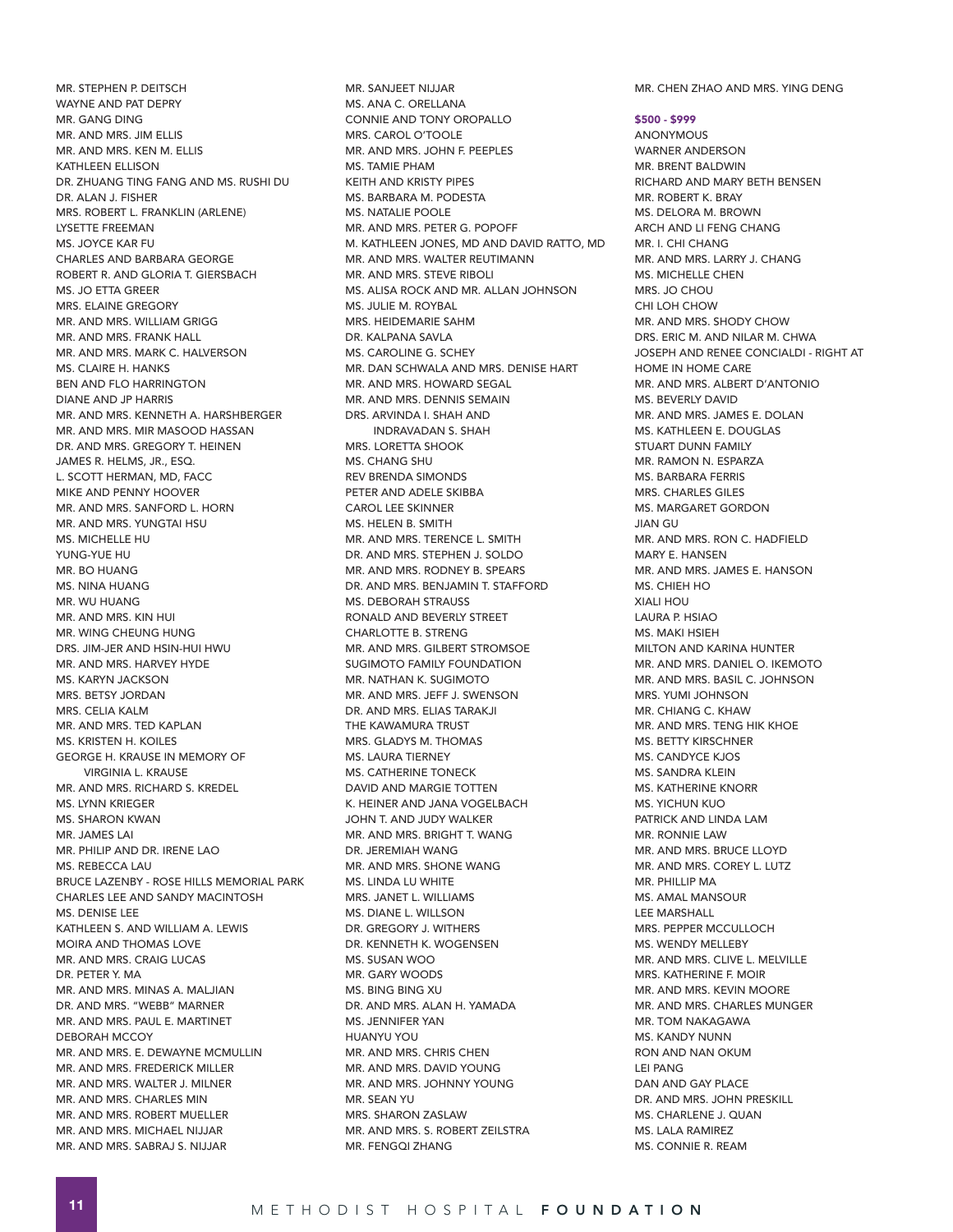MR. STEPHEN P. DEITSCH
WAYNE AND PAT DEPRY
MR. GANG DING
MR. AND MRS. JIM ELLIS
MR. AND MRS. KEN M. ELLIS
KATHLEEN ELLISON
DR. ZHUANG TING FANG AND MS. RUSHI DU
DR. ALAN J. FISHER
MRS. ROBERT L. FRANKLIN (ARLENE)
LYSETTE FREEMAN
MS. JOYCE KAR FU
CHARLES AND BARBARA GEORGE
ROBERT R. AND GLORIA T. GIERSBACH
MS. JO ETTA GREER
MRS. ELAINE GREGORY
MR. AND MRS. WILLIAM GRIGG
MR. AND MRS. FRANK HALL
MR. AND MRS. MARK C. HALVERSON
MS. CLAIRE H. HANKS
BEN AND FLO HARRINGTON
DIANE AND JP HARRIS
MR. AND MRS. KENNETH A. HARSHBERGER
MR. AND MRS. MIR MASOOD HASSAN
DR. AND MRS. GREGORY T. HEINEN
JAMES R. HELMS, JR., ESQ.
L. SCOTT HERMAN, MD, FACC
MIKE AND PENNY HOOVER
MR. AND MRS. SANFORD L. HORN
MR. AND MRS. YUNGTAI HSU
MS. MICHELLE HU
YUNG-YUE HU
MR. BO HUANG
MS. NINA HUANG
MR. WU HUANG
MR. AND MRS. KIN HUI
MR. WING CHEUNG HUNG
DRS. JIM-JER AND HSIN-HUI HWU
MR. AND MRS. HARVEY HYDE
MS. KARYN JACKSON
MS. BETSY JORDAN
MRS. CELIA KALM
MR. AND MRS. TED KAPLAN
MS. KRISTEN H. KOILES
GEORGE H. KRAUSE IN MEMORY OF VIRGINIA L. KRAUSE
MR. AND MRS. RICHARD S. KREDEL
MS. LYNN KRIEGER
MS. SHARON KWAN
MR. JAMES LAI
MR. PHILIP AND DR. IRENE LAO
MS. REBECCA LAU
BRUCE LAZENBY - ROSE HILLS MEMORIAL PARK
CHARLES LEE AND SANDY MACINTOSH
MS. DENISE LEE
KATHLEEN S. AND WILLIAM A. LEWIS
MOIRA AND THOMAS LOVE
MR. AND MRS. CRAIG LUCAS
DR. PETER Y. MA
MR. AND MRS. MINAS A. MALJIAN
DR. AND MRS. "WEBB" MARNER
MR. AND MRS. PAUL E. MARTINET
DEBORAH MCCOY
MR. AND MRS. E. DEWAYNE MCMULLIN
MR. AND MRS. FREDERICK MILLER
MR. AND MRS. WALTER J. MILNER
MR. AND MRS. CHARLES MIN
MR. AND MRS. ROBERT MUELLER
MR. AND MRS. MICHAEL NIJJAR
MR. AND MRS. SABRAJ S. NIJJAR
MR. SANJEET NIJJAR
MS. ANA C. ORELLANA
CONNIE AND TONY OROPALLO
MRS. CAROL O'TOOLE
MR. AND MRS. JOHN F. PEEPLES
MS. TAMIE PHAM
KEITH AND KRISTY PIPES
MS. BARBARA M. PODESTA
MS. NATALIE POOLE
MR. AND MRS. PETER G. POPOFF
M. KATHLEEN JONES, MD AND DAVID RATTO, MD
MR. AND MRS. WALTER REUTIMANN
MR. AND MRS. STEVE RIBOLI
MS. ALISA ROCK AND MR. ALLAN JOHNSON
MS. JULIE M. ROYBAL
MRS. HEIDEMARIE SAHM
DR. KALPANA SAVLA
MS. CAROLINE G. SCHEY
MR. DAN SCHWALA AND MRS. DENISE HART
MR. AND MRS. HOWARD SEGAL
MR. AND MRS. DENNIS SEMAIN
DRS. ARVINDA I. SHAH AND INDRAVADAN S. SHAH
MRS. LORETTA SHOOK
MS. CHANG SHU
REV BRENDA SIMONDS
PETER AND ADELE SKIBBA
CAROL LEE SKINNER
MS. HELEN B. SMITH
MR. AND MRS. TERENCE L. SMITH
DR. AND MRS. STEPHEN J. SOLDO
MR. AND MRS. RODNEY B. SPEARS
DR. AND MRS. BENJAMIN T. STAFFORD
MS. DEBORAH STRAUSS
RONALD AND BEVERLY STREET
CHARLOTTE B. STRENG
MR. AND MRS. GILBERT STROMSOE
SUGIMOTO FAMILY FOUNDATION
MR. NATHAN K. SUGIMOTO
MR. AND MRS. JEFF J. SWENSON
DR. AND MRS. ELIAS TARAKJI
THE KAWAMURA TRUST
MRS. GLADYS M. THOMAS
MS. LAURA TIERNEY
MS. CATHERINE TONECK
DAVID AND MARGIE TOTTEN
K. HEINER AND JANA VOGELBACH
JOHN T. AND JUDY WALKER
MR. AND MRS. BRIGHT T. WANG
DR. JEREMIAH WANG
MR. AND MRS. SHONE WANG
MS. LINDA LU WHITE
MRS. JANET L. WILLIAMS
MS. DIANE L. WILLSON
DR. GREGORY J. WITHERS
DR. KENNETH K. WOGENSEN
MS. SUSAN WOO
MR. GARY WOODS
MS. BING BING XU
DR. AND MRS. ALAN H. YAMADA
MS. JENNIFER YAN
HUANYU YOU
MR. AND MRS. CHRIS CHEN
MR. AND MRS. DAVID YOUNG
MR. AND MRS. JOHNNY YOUNG
MR. SEAN YU
MRS. SHARON ZASLAW
MR. AND MRS. S. ROBERT ZEILSTRA
MR. FENGQI ZHANG
MR. CHEN ZHAO AND MRS. YING DENG

**$500 - $999**

ANONYMOUS
WARNER ANDERSON
MR. BRENT BALDWIN
RICHARD AND MARY BETH BENSEN
MR. ROBERT K. BRAY
MS. DELORA M. BROWN
ARCH AND LI FENG CHANG
MR. I. CHI CHANG
MR. AND MRS. LARRY J. CHANG
MS. MICHELLE CHEN
MRS. JO CHOU
CHI LOH CHOW
MR. AND MRS. SHODY CHOW
DRS. ERIC M. AND NILAR M. CHWA
JOSEPH AND RENEE CONCIALDI - RIGHT AT HOME IN HOME CARE
MR. AND MRS. ALBERT D'ANTONIO
MS. BEVERLY DAVID
MR. AND MRS. JAMES E. DOLAN
MS. KATHLEEN E. DOUGLAS
STUART DUNN FAMILY
MR. RAMON N. ESPARZA
MS. BARBARA FERRIS
MRS. CHARLES GILES
MS. MARGARET GORDON
JIAN GU
MR. AND MRS. RON C. HADFIELD
MARY E. HANSEN
MR. AND MRS. JAMES E. HANSON
MS. CHIEH HO
XIALI HOU
LAURA P. HSIAO
MS. MAKI HSIEH
MILTON AND KARINA HUNTER
MR. AND MRS. DANIEL O. IKEMOTO
MR. AND MRS. BASIL C. JOHNSON
MRS. YUMI JOHNSON
MR. CHIANG C. KHAW
MR. AND MRS. TENG HIK KHOE
MS. BETTY KIRSCHNER
MS. CANDYCE KJOS
MS. SANDRA KLEIN
MS. KATHERINE KNORR
MS. YICHUN KUO
PATRICK AND LINDA LAM
MR. RONNIE LAW
MR. AND MRS. BRUCE LLOYD
MR. AND MRS. COREY L. LUTZ
MR. PHILLIP MA
MS. AMAL MANSOUR
LEE MARSHALL
MRS. PEPPER MCCULLOCH
MS. WENDY MELLEBY
MR. AND MRS. CLIVE L. MELVILLE
MRS. KATHERINE F. MOIR
MR. AND MRS. KEVIN MOORE
MR. AND MRS. CHARLES MUNGER
MR. TOM NAKAGAWA
MS. KANDY NUNN
RON AND NAN OKUM
LEI PANG
DAN AND GAY PLACE
DR. AND MRS. JOHN PRESKILL
MS. CHARLENE J. QUAN
MS. LALA RAMIREZ
MS. CONNIE R. REAM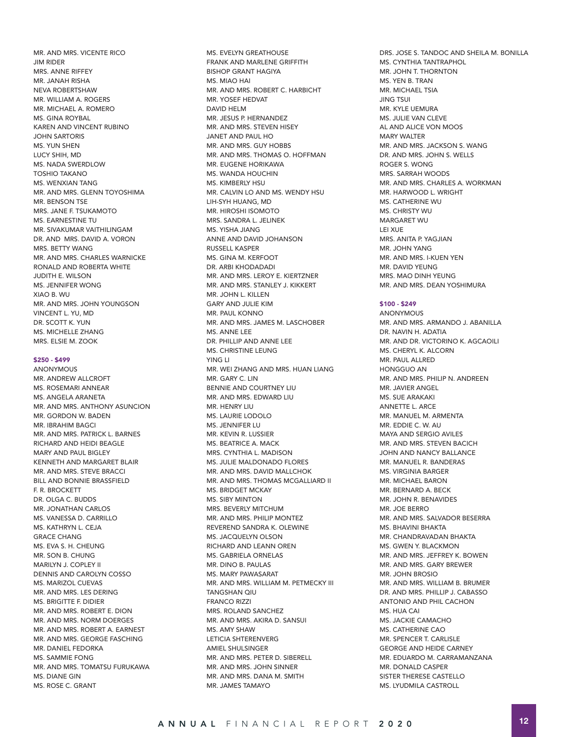MR. AND MRS. VICENTE RICO
JIM RIDER
MRS. ANNE RIFFEY
MR. JANAH RISHA
NEVA ROBERTSHAW
MR. WILLIAM A. ROGERS
MR. MICHAEL A. ROMERO
MS. GINA ROYBAL
KAREN AND VINCENT RUBINO
JOHN SARTORIS
MS. YUN SHEN
LUCY SHIH, MD
MS. NADA SWERDLOW
TOSHIO TAKANO
MS. WENXIAN TANG
MR. AND MRS. GLENN TOYOSHIMA
MR. BENSON TSE
MRS. JANE F. TSUKAMOTO
MS. EARNESTINE TU
MR. SIVAKUMAR VAITHILINGAM
DR. AND MRS. DAVID A. VORON
MRS. BETTY WANG
MR. AND MRS. CHARLES WARNICKE
RONALD AND ROBERTA WHITE
JUDITH E. WILSON
MS. JENNIFER WONG
XIAO B. WU
MR. AND MRS. JOHN YOUNGSON
VINCENT L. YU, MD
DR. SCOTT K. YUN
MS. MICHELLE ZHANG
MRS. ELSIE M. ZOOK

**$250 - $499**

ANONYMOUS
MR. ANDREW ALLCROFT
MS. ROSEMARI ANNEAR
MS. ANGELA ARANETA
MR. AND MRS. ANTHONY ASUNCION
MR. GORDON W. BADEN
MR. IBRAHIM BAGCI
MR. AND MRS. PATRICK L. BARNES
RICHARD AND HEIDI BEAGLE
MARY AND PAUL BIGLEY
KENNETH AND MARGARET BLAIR
MR. AND MRS. STEVE BRACCI
BILL AND BONNIE BRASSFIELD
F. R. BROCKETT
DR. OLGA C. BUDDS
MR. JONATHAN CARLOS
MS. VANESSA D. CARRILLO
MS. KATHRYN L. CEJA
GRACE CHANG
MS. EVA S. H. CHEUNG
MR. SON B. CHUNG
MARILYN J. COPLEY II
DENNIS AND CAROLYN COSSO
MS. MARIZOL CUEVAS
MR. AND MRS. LES DERING
MS. BRIGITTE F. DIDIER
MR. AND MRS. ROBERT E. DION
MR. AND MRS. NORM DOERGES
MR. AND MRS. ROBERT A. EARNEST
MR. AND MRS. GEORGE FASCHING
MR. DANIEL FEDORKA
MS. SAMMIE FONG
MR. AND MRS. TOMATSU FURUKAWA
MS. DIANE GIN
MS. ROSE C. GRANT
MS. EVELYN GREATHOUSE
FRANK AND MARLENE GRIFFITH
BISHOP GRANT HAGIYA
MS. MIAO HAI
MR. AND MRS. ROBERT C. HARBICHT
MR. YOSEF HEDVAT
DAVID HELM
MR. JESUS P. HERNANDEZ
MR. AND MRS. STEVEN HISEY
JANET AND PAUL HO
MR. AND MRS. GUY HOBBS
MR. AND MRS. THOMAS O. HOFFMAN
MR. EUGENE HORIKAWA
MS. WANDA HOUCHIN
MS. KIMBERLY HSU
MR. CALVIN LO AND MS. WENDY HSU
LIH-SYH HUANG, MD
MR. HIROSHI ISOMOTO
MRS. SANDRA L. JELINEK
MS. YISHA JIANG
ANNE AND DAVID JOHANSON
RUSSELL KASPER
MS. GINA M. KERFOOT
DR. ARBI KHODADADI
MR. AND MRS. LEROY E. KIERTZNER
MR. AND MRS. STANLEY J. KIKKERT
MR. JOHN L. KILLEN
GARY AND JULIE KIM
MR. PAUL KONNO
MR. AND MRS. JAMES M. LASCHOBER
MS. ANNE LEE
DR. PHILLIP AND ANNE LEE
MS. CHRISTINE LEUNG
YING LI
MR. WEI ZHANG AND MRS. HUAN LIANG
MR. GARY C. LIN
BENNIE AND COURTNEY LIU
MR. AND MRS. EDWARD LIU
MR. HENRY LIU
MS. LAURIE LODOLO
MS. JENNIFER LU
MR. KEVIN R. LUSSIER
MS. BEATRICE A. MACK
MRS. CYNTHIA L. MADISON
MS. JULIE MALDONADO FLORES
MR. AND MRS. DAVID MALLCHOK
MR. AND MRS. THOMAS MCGALLIARD II
MS. BRIDGET MCKAY
MS. SIBY MINTON
MRS. BEVERLY MITCHUM
MR. AND MRS. PHILIP MONTEZ
REVEREND SANDRA K. OLEWINE
MS. JACQUELYN OLSON
RICHARD AND LEANN OREN
MS. GABRIELA ORNELAS
MR. DINO B. PAULAS
MS. MARY PAWASARAT
MR. AND MRS. WILLIAM M. PETMECKY III
TANGSHAN QIU
FRANCO RIZZI
MRS. ROLAND SANCHEZ
MR. AND MRS. AKIRA D. SANSUI
MS. AMY SHAW
LETICIA SHTERENVERG
AMIEL SHULSINGER
MR. AND MRS. PETER D. SIBERELL
MR. AND MRS. JOHN SINNER
MR. AND MRS. DANA M. SMITH
MR. JAMES TAMAYO
DRS. JOSE S. TANDOC AND SHEILA M. BONILLA
MS. CYNTHIA TANTRAPHOL
MR. JOHN T. THORNTON
MS. YEN B. TRAN
MR. MICHAEL TSIA
JING TSUI
MR. KYLE UEMURA
MS. JULIE VAN CLEVE
AL AND ALICE VON MOOS
MARY WALTER
MR. AND MRS. JACKSON S. WANG
DR. AND MRS. JOHN S. WELLS
ROGER S. WONG
MRS. SARRAH WOODS
MR. AND MRS. CHARLES A. WORKMAN
MR. HARWOOD L. WRIGHT
MS. CATHERINE WU
MS. CHRISTY WU
MARGARET WU
LEI XUE
MRS. ANITA P. YAGJIAN
MR. JOHN YANG
MR. AND MRS. I-KUEN YEN
MR. DAVID YEUNG
MRS. MAO DINH YEUNG
MR. AND MRS. DEAN YOSHIMURA

**$100 - $249**

ANONYMOUS
MR. AND MRS. ARMANDO J. ABANILLA
DR. NAVIN H. ADATIA
MR. AND DR. VICTORINO K. AGCAOILI
MS. CHERYL K. ALCORN
MR. PAUL ALLRED
HONGGUO AN
MR. AND MRS. PHILIP N. ANDREEN
MR. JAVIER ANGEL
MS. SUE ARAKAKI
ANNETTE L. ARCE
MR. MANUEL M. ARMENTA
MR. EDDIE C. W. AU
MAYA AND SERGIO AVILES
MR. AND MRS. STEVEN BACICH
JOHN AND NANCY BALLANCE
MR. MANUEL R. BANDERAS
MS. VIRGINIA BARGER
MR. MICHAEL BARON
MR. BERNARD A. BECK
MR. JOHN R. BENAVIDES
MR. JOE BERRO
MR. AND MRS. SALVADOR BESERRA
MS. BHAVINI BHAKTA
MR. CHANDRAVADAN BHAKTA
MS. GWEN Y. BLACKMON
MR. AND MRS. JEFFREY K. BOWEN
MR. AND MRS. GARY BREWER
MR. JOHN BROSIO
MR. AND MRS. WILLIAM B. BRUMER
DR. AND MRS. PHILLIP J. CABASSO
ANTONIO AND PHIL CACHON
MS. HUA CAI
MS. JACKIE CAMACHO
MS. CATHERINE CAO
MR. SPENCER T. CARLISLE
GEORGE AND HEIDE CARNEY
MR. EDUARDO M. CARRAMANZANA
MR. DONALD CASPER
SISTER THERESE CASTELLO
MS. LYUDMILA CASTROLL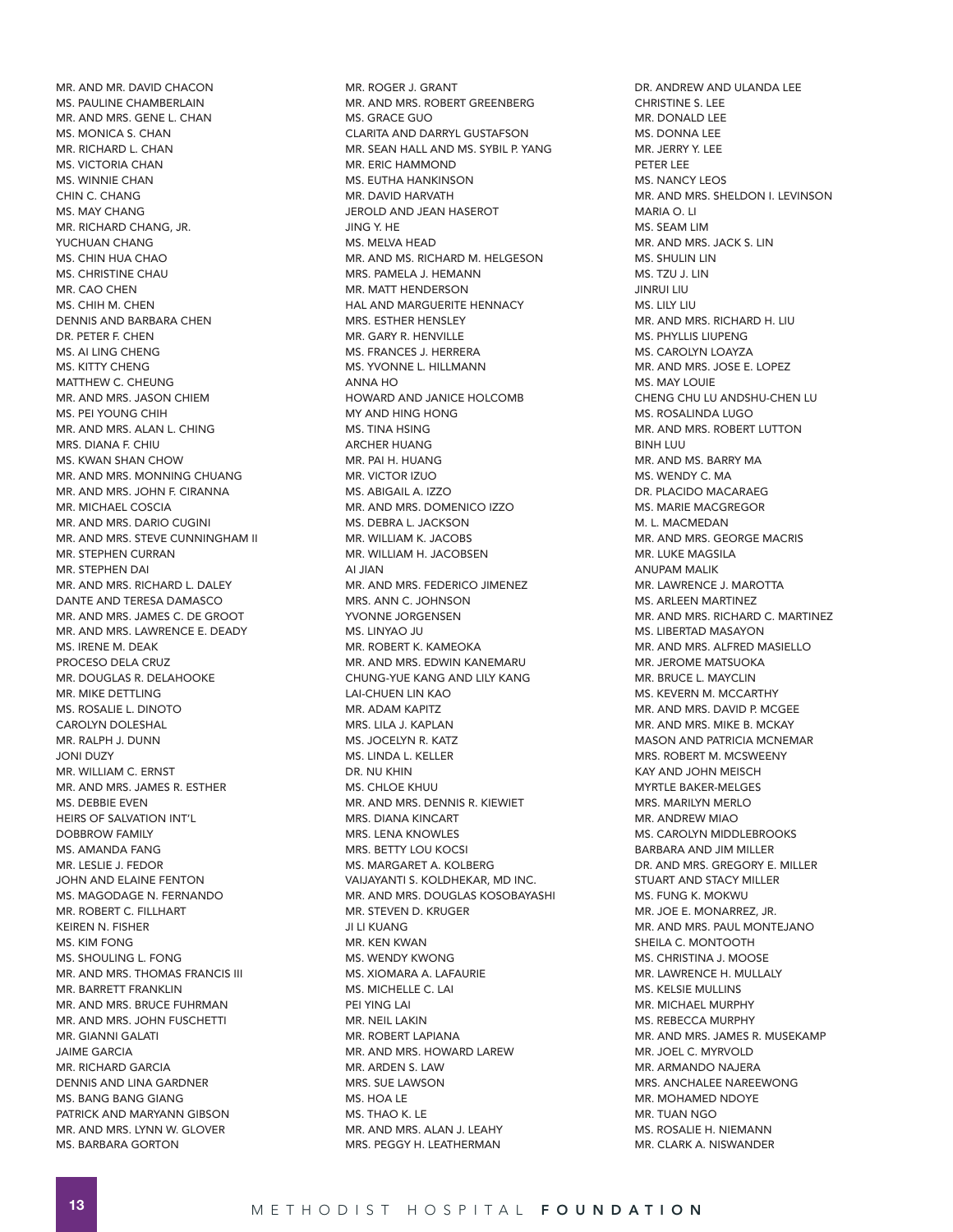MR. AND MR. DAVID CHACON
MS. PAULINE CHAMBERLAIN
MR. AND MRS. GENE L. CHAN
MS. MONICA S. CHAN
MR. RICHARD L. CHAN
MS. VICTORIA CHAN
MS. WINNIE CHAN
CHIN C. CHANG
MS. MAY CHANG
MR. RICHARD CHANG, JR.
YUCHUAN CHANG
MS. CHIN HUA CHAO
MS. CHRISTINE CHAU
MR. CAO CHEN
MS. CHIH M. CHEN
DENNIS AND BARBARA CHEN
DR. PETER F. CHEN
MS. AI LING CHENG
MS. KITTY CHENG
MATTHEW C. CHEUNG
MR. AND MRS. JASON CHIEM
MS. PEI YOUNG CHIH
MR. AND MRS. ALAN L. CHING
MRS. DIANA F. CHIU
MS. KWAN SHAN CHOW
MR. AND MRS. MONNING CHUANG
MR. AND MRS. JOHN F. CIRANNA
MR. MICHAEL COSCIA
MR. AND MRS. DARIO CUGINI
MR. AND MRS. STEVE CUNNINGHAM II
MR. STEPHEN CURRAN
MR. STEPHEN DAI
MR. AND MRS. RICHARD L. DALEY
DANTE AND TERESA DAMASCO
MR. AND MRS. JAMES C. DE GROOT
MR. AND MRS. LAWRENCE E. DEADY
MS. IRENE M. DEAK
PROCESO DELA CRUZ
MR. DOUGLAS R. DELAHOOKE
MR. MIKE DETTLING
MS. ROSALIE L. DINOTO
CAROLYN DOLESHAL
MR. RALPH J. DUNN
JONI DUZY
MR. WILLIAM C. ERNST
MR. AND MRS. JAMES R. ESTHER
MS. DEBBIE EVEN
HEIRS OF SALVATION INT'L
DOBBROW FAMILY
MS. AMANDA FANG
MR. LESLIE J. FEDOR
JOHN AND ELAINE FENTON
MS. MAGODAGE N. FERNANDO
MR. ROBERT C. FILLHART
KEIREN N. FISHER
MS. KIM FONG
MS. SHOULING L. FONG
MR. AND MRS. THOMAS FRANCIS III
MR. BARRETT FRANKLIN
MR. AND MRS. BRUCE FUHRMAN
MR. AND MRS. JOHN FUSCHETTI
MR. GIANNI GALATI
JAIME GARCIA
MR. RICHARD GARCIA
DENNIS AND LINA GARDNER
MS. BANG BANG GIANG
PATRICK AND MARYANN GIBSON
MR. AND MRS. LYNN W. GLOVER
MS. BARBARA GORTON
MR. ROGER J. GRANT
MR. AND MRS. ROBERT GREENBERG
MS. GRACE GUO
CLARITA AND DARRYL GUSTAFSON
MR. SEAN HALL AND MS. SYBIL P. YANG
MR. ERIC HAMMOND
MS. EUTHA HANKINSON
MR. DAVID HARVATH
JEROLD AND JEAN HASEROT
JING Y. HE
MS. MELVA HEAD
MR. AND MS. RICHARD M. HELGESON
MRS. PAMELA J. HEMANN
MR. MATT HENDERSON
HAL AND MARGUERITE HENNACY
MRS. ESTHER HENSLEY
MR. GARY R. HENVILLE
MS. FRANCES J. HERRERA
MS. YVONNE L. HILLMANN
ANNA HO
HOWARD AND JANICE HOLCOMB
MY AND HING HONG
MS. TINA HSING
ARCHER HUANG
MR. PAI H. HUANG
MR. VICTOR IZUO
MS. ABIGAIL A. IZZO
MR. AND MRS. DOMENICO IZZO
MS. DEBRA L. JACKSON
MR. WILLIAM K. JACOBS
MR. WILLIAM H. JACOBSEN
AI JIAN
MR. AND MRS. FEDERICO JIMENEZ
MRS. ANN C. JOHNSON
YVONNE JORGENSEN
MS. LINYAO JU
MR. ROBERT K. KAMEOKA
MR. AND MRS. EDWIN KANEMARU
CHUNG-YUE KANG AND LILY KANG
LAI-CHUEN LIN KAO
MR. ADAM KAPITZ
MRS. LILA J. KAPLAN
MS. JOCELYN R. KATZ
MS. LINDA L. KELLER
DR. NU KHIN
MS. CHLOE KHUU
MR. AND MRS. DENNIS R. KIEWIET
MRS. DIANA KINCART
MRS. LENA KNOWLES
MRS. BETTY LOU KOCSI
MS. MARGARET A. KOLBERG
VAIJAYANTI S. KOLDHEKAR, MD INC.
MR. AND MRS. DOUGLAS KOSOBAYASHI
MR. STEVEN D. KRUGER
JI LI KUANG
MR. KEN KWAN
MS. WENDY KWONG
MS. XIOMARA A. LAFAURIE
MS. MICHELLE C. LAI
PEI YING LAI
MR. NEIL LAKIN
MR. ROBERT LAPIANA
MR. AND MRS. HOWARD LAREW
MR. ARDEN S. LAW
MRS. SUE LAWSON
MS. HOA LE
MS. THAO K. LE
MR. AND MRS. ALAN J. LEAHY
MRS. PEGGY H. LEATHERMAN
DR. ANDREW AND ULANDA LEE
CHRISTINE S. LEE
MR. DONALD LEE
MS. DONNA LEE
MR. JERRY Y. LEE
PETER LEE
MS. NANCY LEOS
MR. AND MRS. SHELDON I. LEVINSON
MARIA O. LI
MS. SEAM LIM
MR. AND MRS. JACK S. LIN
MS. SHULIN LIN
MS. TZU J. LIN
JINRUI LIU
MS. LILY LIU
MR. AND MRS. RICHARD H. LIU
MS. PHYLLIS LIUPENG
MS. CAROLYN LOAYZA
MR. AND MRS. JOSE E. LOPEZ
MS. MAY LOUIE
CHENG CHU LU ANDSHU-CHEN LU
MS. ROSALINDA LUGO
MR. AND MRS. ROBERT LUTTON
BINH LUU
MR. AND MS. BARRY MA
MS. WENDY C. MA
DR. PLACIDO MACARAEG
MS. MARIE MACGREGOR
M. L. MACMEDAN
MR. AND MRS. GEORGE MACRIS
MR. LUKE MAGSILA
ANUPAM MALIK
MR. LAWRENCE J. MAROTTA
MS. ARLEEN MARTINEZ
MR. AND MRS. RICHARD C. MARTINEZ
MS. LIBERTAD MASAYON
MR. AND MRS. ALFRED MASIELLO
MR. JEROME MATSUOKA
MR. BRUCE L. MAYCLIN
MS. KEVERN M. MCCARTHY
MR. AND MRS. DAVID P. MCGEE
MR. AND MRS. MIKE B. MCKAY
MASON AND PATRICIA MCNEMAR
MRS. ROBERT M. MCSWEENY
KAY AND JOHN MEISCH
MYRTLE BAKER-MELGES
MRS. MARILYN MERLO
MR. ANDREW MIAO
MS. CAROLYN MIDDLEBROOKS
BARBARA AND JIM MILLER
DR. AND MRS. GREGORY E. MILLER
STUART AND STACY MILLER
MS. FUNG K. MOKWU
MR. JOE E. MONARREZ, JR.
MR. AND MRS. PAUL MONTEJANO
SHEILA C. MONTOOTH
MS. CHRISTINA J. MOOSE
MR. LAWRENCE H. MULLALY
MS. KELSIE MULLINS
MR. MICHAEL MURPHY
MS. REBECCA MURPHY
MR. AND MRS. JAMES R. MUSEKAMP
MR. JOEL C. MYRVOLD
MR. ARMANDO NAJERA
MRS. ANCHALEE NAREEWONG
MR. MOHAMED NDOYE
MR. TUAN NGO
MS. ROSALIE H. NIEMANN
MR. CLARK A. NISWANDER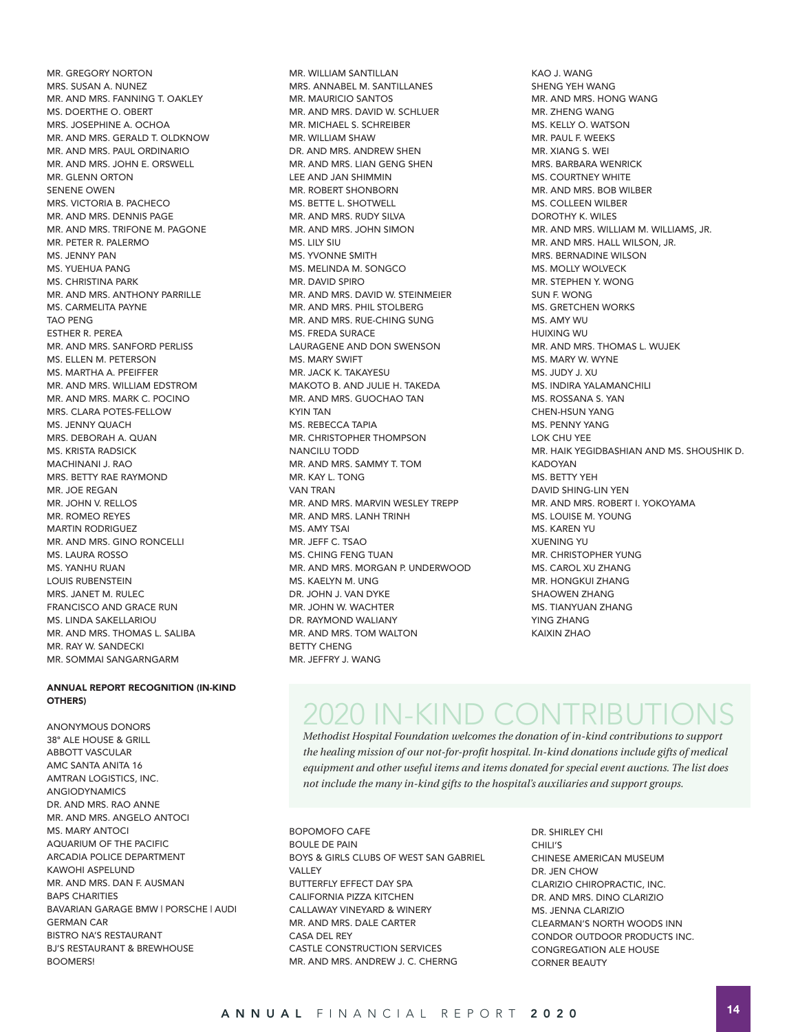MR. GREGORY NORTON
MRS. SUSAN A. NUNEZ
MR. AND MRS. FANNING T. OAKLEY
MS. DOERTHE O. OBERT
MRS. JOSEPHINE A. OCHOA
MR. AND MRS. GERALD T. OLDKNOW
MR. AND MRS. PAUL ORDINARIO
MR. AND MRS. JOHN E. ORSWELL
MR. GLENN ORTON
SENENE OWEN
MRS. VICTORIA B. PACHECO
MR. AND MRS. DENNIS PAGE
MR. AND MRS. TRIFONE M. PAGONE
MR. PETER R. PALERMO
MS. JENNY PAN
MS. YUEHUA PANG
MS. CHRISTINA PARK
MR. AND MRS. ANTHONY PARRILLE
MS. CARMELITA PAYNE
TAO PENG
ESTHER R. PEREA
MR. AND MRS. SANFORD PERLISS
MS. ELLEN M. PETERSON
MS. MARTHA A. PFEIFFER
MR. AND MRS. WILLIAM EDSTROM
MR. AND MRS. MARK C. POCINO
MRS. CLARA POTES-FELLOW
MS. JENNY QUACH
MRS. DEBORAH A. QUAN
MS. KRISTA RADSICK
MACHINANI J. RAO
MRS. BETTY RAE RAYMOND
MR. JOE REGAN
MR. JOHN V. RELLOS
MR. ROMEO REYES
MARTIN RODRIGUEZ
MR. AND MRS. GINO RONCELLI
MS. LAURA ROSSO
MS. YANHU RUAN
LOUIS RUBENSTEIN
MRS. JANET M. RULEC
FRANCISCO AND GRACE RUN
MS. LINDA SAKELLARIOU
MR. AND MRS. THOMAS L. SALIBA
MR. RAY W. SANDECKI
MR. SOMMAI SANGARNGARM

#### ANNUAL REPORT RECOGNITION (IN-KIND OTHERS)

ANONYMOUS DONORS
38° ALE HOUSE & GRILL
ABBOTT VASCULAR
AMC SANTA ANITA 16
AMTRAN LOGISTICS, INC.
ANGIODYNAMICS
DR. AND MRS. RAO ANNE
MR. AND MRS. ANGELO ANTOCI
MS. MARY ANTOCI
AQUARIUM OF THE PACIFIC
ARCADIA POLICE DEPARTMENT
KAWOHI ASPELUND
MR. AND MRS. DAN F. AUSMAN
BAPS CHARITIES
BAVARIAN GARAGE BMW | PORSCHE | AUDI GERMAN CAR
BISTRO NA'S RESTAURANT
BJ'S RESTAURANT & BREWHOUSE
BOOMERS!

MR. WILLIAM SANTILLAN
MRS. ANNABEL M. SANTILLANES
MR. MAURICIO SANTOS
MR. AND MRS. DAVID W. SCHLUER
MR. MICHAEL S. SCHREIBER
MR. WILLIAM SHAW
DR. AND MRS. ANDREW SHEN
MR. AND MRS. LIAN GENG SHEN
LEE AND JAN SHIMMIN
MR. ROBERT SHONBORN
MS. BETTE L. SHOTWELL
MR. AND MRS. RUDY SILVA
MR. AND MRS. JOHN SIMON
MS. LILY SIU
MS. YVONNE SMITH
MS. MELINDA M. SONGCO
MR. DAVID SPIRO
MR. AND MRS. DAVID W. STEINMEIER
MR. AND MRS. PHIL STOLBERG
MR. AND MRS. RUE-CHING SUNG
MS. FREDA SURACE
LAURAGENE AND DON SWENSON
MS. MARY SWIFT
MR. JACK K. TAKAYESU
MAKOTO B. AND JULIE H. TAKEDA
MR. AND MRS. GUOCHAO TAN
KYIN TAN
MS. REBECCA TAPIA
MR. CHRISTOPHER THOMPSON
NANCILU TODD
MR. AND MRS. SAMMY T. TOM
MR. KAY L. TONG
VAN TRAN
MR. AND MRS. MARVIN WESLEY TREPP
MR. AND MRS. LANH TRINH
MS. AMY TSAI
MR. JEFF C. TSAO
MS. CHING FENG TUAN
MR. AND MRS. MORGAN P. UNDERWOOD
MS. KAELYN M. UNG
DR. JOHN J. VAN DYKE
MR. JOHN W. WACHTER
DR. RAYMOND WALIANY
MR. AND MRS. TOM WALTON
BETTY CHENG
MR. JEFFRY J. WANG

KAO J. WANG
SHENG YEH WANG
MR. AND MRS. HONG WANG
MR. ZHENG WANG
MS. KELLY O. WATSON
MR. PAUL F. WEEKS
MR. XIANG S. WEI
MRS. BARBARA WENRICK
MS. COURTNEY WHITE
MR. AND MRS. BOB WILBER
MS. COLLEEN WILBER
DOROTHY K. WILES
MR. AND MRS. WILLIAM M. WILLIAMS, JR.
MR. AND MRS. HALL WILSON, JR.
MRS. BERNADINE WILSON
MS. MOLLY WOLVECK
MR. STEPHEN Y. WONG
SUN F. WONG
MS. GRETCHEN WORKS
MS. AMY WU
HUIXING WU
MR. AND MRS. THOMAS L. WUJEK
MS. MARY W. WYNE
MS. JUDY J. XU
MS. INDIRA YALAMANCHILI
MS. ROSSANA S. YAN
CHEN-HSUN YANG
MS. PENNY YANG
LOK CHU YEE
MR. HAIK YEGIDBASHIAN AND MS. SHOUSHIK D. KADOYAN
MS. BETTY YEH
DAVID SHING-LIN YEN
MR. AND MRS. ROBERT I. YOKOYAMA
MS. LOUISE M. YOUNG
MS. KAREN YU
XUENING YU
MR. CHRISTOPHER YUNG
MS. CAROL XU ZHANG
MR. HONGKUI ZHANG
SHAOWEN ZHANG
MS. TIANYUAN ZHANG
YING ZHANG
KAIXIN ZHAO

## 2020 IN-KIND CONTRIBUTIONS

*Methodist Hospital Foundation welcomes the donation of in-kind contributions to support the healing mission of our not-for-profit hospital. In-kind donations include gifts of medical equipment and other useful items and items donated for special event auctions. The list does not include the many in-kind gifts to the hospital's auxiliaries and support groups.*

BOPOMOFO CAFE
BOULE DE PAIN
BOYS & GIRLS CLUBS OF WEST SAN GABRIEL VALLEY
BUTTERFLY EFFECT DAY SPA
CALIFORNIA PIZZA KITCHEN
CALLAWAY VINEYARD & WINERY
MR. AND MRS. DALE CARTER
CASA DEL REY
CASTLE CONSTRUCTION SERVICES
MR. AND MRS. ANDREW J. C. CHERNG

DR. SHIRLEY CHI
CHILI'S
CHINESE AMERICAN MUSEUM
DR. JEN CHOW
CLARIZIO CHIROPRACTIC, INC.
DR. AND MRS. DINO CLARIZIO
MS. JENNA CLARIZIO
CLEARMAN'S NORTH WOODS INN
CONDOR OUTDOOR PRODUCTS INC.
CONGREGATION ALE HOUSE
CORNER BEAUTY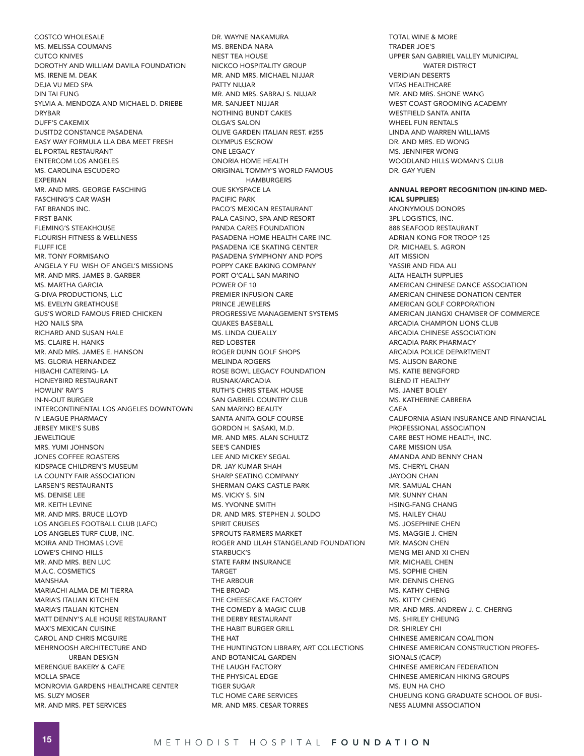COSTCO WHOLESALE
MS. MELISSA COUMANS
CUTCO KNIVES
DOROTHY AND WILLIAM DAVILA FOUNDATION
MS. IRENE M. DEAK
DEJA VU MED SPA
DIN TAI FUNG
SYLVIA A. MENDOZA AND MICHAEL D. DRIEBE
DRYBAR
DUFF'S CAKEMIX
DUSITD2 CONSTANCE PASADENA
EASY WAY FORMULA LLA DBA MEET FRESH
EL PORTAL RESTAURANT
ENTERCOM LOS ANGELES
MS. CAROLINA ESCUDERO
EXPERIAN
MR. AND MRS. GEORGE FASCHING
FASCHING'S CAR WASH
FAT BRANDS INC.
FIRST BANK
FLEMING'S STEAKHOUSE
FLOURISH FITNESS & WELLNESS
FLUFF ICE
MR. TONY FORMISANO
ANGELA Y FU WISH OF ANGEL'S MISSIONS
MR. AND MRS. JAMES B. GARBER
MS. MARTHA GARCIA
G-DIVA PRODUCTIONS, LLC
MS. EVELYN GREATHOUSE
GUS'S WORLD FAMOUS FRIED CHICKEN
H2O NAILS SPA
RICHARD AND SUSAN HALE
MS. CLAIRE H. HANKS
MR. AND MRS. JAMES E. HANSON
MS. GLORIA HERNANDEZ
HIBACHI CATERING- LA
HONEYBIRD RESTAURANT
HOWLIN' RAY'S
IN-N-OUT BURGER
INTERCONTINENTAL LOS ANGELES DOWNTOWN
IV LEAGUE PHARMACY
JERSEY MIKE'S SUBS
JEWELTIQUE
MRS. YUMI JOHNSON
JONES COFFEE ROASTERS
KIDSPACE CHILDREN'S MUSEUM
LA COUNTY FAIR ASSOCIATION
LARSEN'S RESTAURANTS
MS. DENISE LEE
MR. KEITH LEVINE
MR. AND MRS. BRUCE LLOYD
LOS ANGELES FOOTBALL CLUB (LAFC)
LOS ANGELES TURF CLUB, INC.
MOIRA AND THOMAS LOVE
LOWE'S CHINO HILLS
MR. AND MRS. BEN LUC
M.A.C. COSMETICS
MANSHAA
MARIACHI ALMA DE MI TIERRA
MARIA'S ITALIAN KITCHEN
MARIA'S ITALIAN KITCHEN
MATT DENNY'S ALE HOUSE RESTAURANT
MAX'S MEXICAN CUISINE
CAROL AND CHRIS MCGUIRE
MEHRNOOSH ARCHITECTURE AND URBAN DESIGN
MERENGUE BAKERY & CAFE
MOLLA SPACE
MONROVIA GARDENS HEALTHCARE CENTER
MS. SUZY MOSER
MR. AND MRS. PET SERVICES
DR. WAYNE NAKAMURA
MS. BRENDA NARA
NEST TEA HOUSE
NICKCO HOSPITALITY GROUP
MR. AND MRS. MICHAEL NIJJAR
PATTY NIJJAR
MR. AND MRS. SABRAJ S. NIJJAR
MR. SANJEET NIJJAR
NOTHING BUNDT CAKES
OLGA'S SALON
OLIVE GARDEN ITALIAN REST. #255
OLYMPUS ESCROW
ONE LEGACY
ONORIA HOME HEALTH
ORIGINAL TOMMY'S WORLD FAMOUS HAMBURGERS
OUE SKYSPACE LA
PACIFIC PARK
PACO'S MEXICAN RESTAURANT
PALA CASINO, SPA AND RESORT
PANDA CARES FOUNDATION
PASADENA HOME HEALTH CARE INC.
PASADENA ICE SKATING CENTER
PASADENA SYMPHONY AND POPS
POPPY CAKE BAKING COMPANY
PORT O'CALL SAN MARINO
POWER OF 10
PREMIER INFUSION CARE
PRINCE JEWELERS
PROGRESSIVE MANAGEMENT SYSTEMS
QUAKES BASEBALL
MS. LINDA QUEALLY
RED LOBSTER
ROGER DUNN GOLF SHOPS
MELINDA ROGERS
ROSE BOWL LEGACY FOUNDATION
RUSNAK/ARCADIA
RUTH'S CHRIS STEAK HOUSE
SAN GABRIEL COUNTRY CLUB
SAN MARINO BEAUTY
SANTA ANITA GOLF COURSE
GORDON H. SASAKI, M.D.
MR. AND MRS. ALAN SCHULTZ
SEE'S CANDIES
LEE AND MICKEY SEGAL
DR. JAY KUMAR SHAH
SHARP SEATING COMPANY
SHERMAN OAKS CASTLE PARK
MS. VICKY S. SIN
MS. YVONNE SMITH
DR. AND MRS. STEPHEN J. SOLDO
SPIRIT CRUISES
SPROUTS FARMERS MARKET
ROGER AND LILAH STANGELAND FOUNDATION
STARBUCK'S
STATE FARM INSURANCE
TARGET
THE ARBOUR
THE BROAD
THE CHEESECAKE FACTORY
THE COMEDY & MAGIC CLUB
THE DERBY RESTAURANT
THE HABIT BURGER GRILL
THE HAT
THE HUNTINGTON LIBRARY, ART COLLECTIONS AND BOTANICAL GARDEN
THE LAUGH FACTORY
THE PHYSICAL EDGE
TIGER SUGAR
TLC HOME CARE SERVICES
MR. AND MRS. CESAR TORRES
TOTAL WINE & MORE
TRADER JOE'S
UPPER SAN GABRIEL VALLEY MUNICIPAL WATER DISTRICT
VERIDIAN DESERTS
VITAS HEALTHCARE
MR. AND MRS. SHONE WANG
WEST COAST GROOMING ACADEMY
WESTFIELD SANTA ANITA
WHEEL FUN RENTALS
LINDA AND WARREN WILLIAMS
DR. AND MRS. ED WONG
MS. JENNIFER WONG
WOODLAND HILLS WOMAN'S CLUB
DR. GAY YUEN

**ANNUAL REPORT RECOGNITION (IN-KIND MEDICAL SUPPLIES)**

ANONYMOUS DONORS
3PL LOGISTICS, INC.
888 SEAFOOD RESTAURANT
ADRIAN KONG FOR TROOP 125
DR. MICHAEL S. AGRON
AIT MISSION
YASSIR AND FIDA ALI
ALTA HEALTH SUPPLIES
AMERICAN CHINESE DANCE ASSOCIATION
AMERICAN CHINESE DONATION CENTER
AMERICAN GOLF CORPORATION
AMERICAN JIANGXI CHAMBER OF COMMERCE
ARCADIA CHAMPION LIONS CLUB
ARCADIA CHINESE ASSOCIATION
ARCADIA PARK PHARMACY
ARCADIA POLICE DEPARTMENT
MS. ALISON BARONE
MS. KATIE BENGFORD
BLEND IT HEALTHY
MS. JANET BOLEY
MS. KATHERINE CABRERA
CAEA
CALIFORNIA ASIAN INSURANCE AND FINANCIAL PROFESSIONAL ASSOCIATION
CARE BEST HOME HEALTH, INC.
CARE MISSION USA
AMANDA AND BENNY CHAN
MS. CHERYL CHAN
JAYOON CHAN
MR. SAMUAL CHAN
MR. SUNNY CHAN
HSING-FANG CHANG
MS. HAILEY CHAU
MS. JOSEPHINE CHEN
MS. MAGGIE J. CHEN
MR. MASON CHEN
MENG MEI AND XI CHEN
MR. MICHAEL CHEN
MS. SOPHIE CHEN
MR. DENNIS CHENG
MS. KATHY CHENG
MS. KITTY CHENG
MR. AND MRS. ANDREW J. C. CHERNG
MS. SHIRLEY CHEUNG
DR. SHIRLEY CHI
CHINESE AMERICAN COALITION
CHINESE AMERICAN CONSTRUCTION PROFESSIONALS (CACP)
CHINESE AMERICAN FEDERATION
CHINESE AMERICAN HIKING GROUPS
MS. EUN HA CHO
CHUEUNG KONG GRADUATE SCHOOL OF BUSINESS ALUMNI ASSOCIATION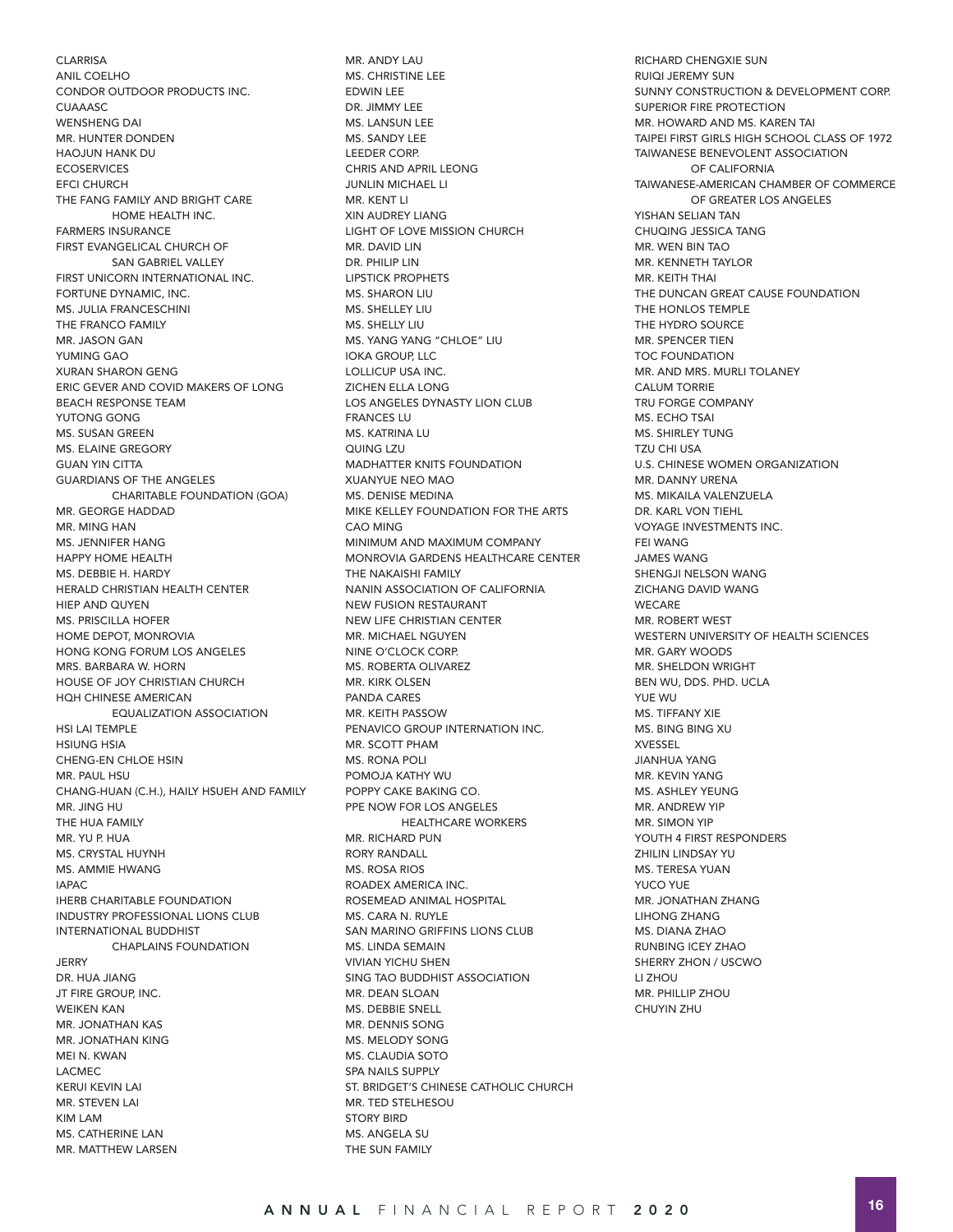CLARRISA
ANIL COELHO
CONDOR OUTDOOR PRODUCTS INC.
CUAAASC
WENSHENG DAI
MR. HUNTER DONDEN
HAOJUN HANK DU
ECOSERVICES
EFCI CHURCH
THE FANG FAMILY AND BRIGHT CARE HOME HEALTH INC.
FARMERS INSURANCE
FIRST EVANGELICAL CHURCH OF SAN GABRIEL VALLEY
FIRST UNICORN INTERNATIONAL INC.
FORTUNE DYNAMIC, INC.
MS. JULIA FRANCESCHINI
THE FRANCO FAMILY
MR. JASON GAN
YUMING GAO
XURAN SHARON GENG
ERIC GEVER AND COVID MAKERS OF LONG BEACH RESPONSE TEAM
YUTONG GONG
MS. SUSAN GREEN
MS. ELAINE GREGORY
GUAN YIN CITTA
GUARDIANS OF THE ANGELES CHARITABLE FOUNDATION (GOA)
MR. GEORGE HADDAD
MR. MING HAN
MS. JENNIFER HANG
HAPPY HOME HEALTH
MS. DEBBIE H. HARDY
HERALD CHRISTIAN HEALTH CENTER
HIEP AND QUYEN
MS. PRISCILLA HOFER
HOME DEPOT, MONROVIA
HONG KONG FORUM LOS ANGELES
MRS. BARBARA W. HORN
HOUSE OF JOY CHRISTIAN CHURCH
HQH CHINESE AMERICAN EQUALIZATION ASSOCIATION
HSI LAI TEMPLE
HSIUNG HSIA
CHENG-EN CHLOE HSIN
MR. PAUL HSU
CHANG-HUAN (C.H.), HAILY HSUEH AND FAMILY
MR. JING HU
THE HUA FAMILY
MR. YU P. HUA
MS. CRYSTAL HUYNH
MS. AMMIE HWANG
IAPAC
IHERB CHARITABLE FOUNDATION
INDUSTRY PROFESSIONAL LIONS CLUB
INTERNATIONAL BUDDHIST CHAPLAINS FOUNDATION
JERRY
DR. HUA JIANG
JT FIRE GROUP, INC.
WEIKEN KAN
MR. JONATHAN KAS
MR. JONATHAN KING
MEI N. KWAN
LACMEC
KERUI KEVIN LAI
MR. STEVEN LAI
KIM LAM
MS. CATHERINE LAN
MR. MATTHEW LARSEN
MR. ANDY LAU
MS. CHRISTINE LEE
EDWIN LEE
DR. JIMMY LEE
MS. LANSUN LEE
MS. SANDY LEE
LEEDER CORP.
CHRIS AND APRIL LEONG
JUNLIN MICHAEL LI
MR. KENT LI
XIN AUDREY LIANG
LIGHT OF LOVE MISSION CHURCH
MR. DAVID LIN
DR. PHILIP LIN
LIPSTICK PROPHETS
MS. SHARON LIU
MS. SHELLEY LIU
MS. SHELLY LIU
MS. YANG YANG "CHLOE" LIU
IOKA GROUP, LLC
LOLLICUP USA INC.
ZICHEN ELLA LONG
LOS ANGELES DYNASTY LION CLUB
FRANCES LU
MS. KATRINA LU
QUING LZU
MADHATTER KNITS FOUNDATION
XUANYUE NEO MAO
MS. DENISE MEDINA
MIKE KELLEY FOUNDATION FOR THE ARTS
CAO MING
MINIMUM AND MAXIMUM COMPANY
MONROVIA GARDENS HEALTHCARE CENTER
THE NAKAISHI FAMILY
NANIN ASSOCIATION OF CALIFORNIA
NEW FUSION RESTAURANT
NEW LIFE CHRISTIAN CENTER
MR. MICHAEL NGUYEN
NINE O'CLOCK CORP.
MS. ROBERTA OLIVAREZ
MR. KIRK OLSEN
PANDA CARES
MR. KEITH PASSOW
PENAVICO GROUP INTERNATION INC.
MR. SCOTT PHAM
MS. RONA POLI
POMOJA KATHY WU
POPPY CAKE BAKING CO.
PPE NOW FOR LOS ANGELES HEALTHCARE WORKERS
MR. RICHARD PUN
RORY RANDALL
MS. ROSA RIOS
ROADEX AMERICA INC.
ROSEMEAD ANIMAL HOSPITAL
MS. CARA N. RUYLE
SAN MARINO GRIFFINS LIONS CLUB
MS. LINDA SEMAIN
VIVIAN YICHU SHEN
SING TAO BUDDHIST ASSOCIATION
MR. DEAN SLOAN
MS. DEBBIE SNELL
MR. DENNIS SONG
MS. MELODY SONG
MS. CLAUDIA SOTO
SPA NAILS SUPPLY
ST. BRIDGET'S CHINESE CATHOLIC CHURCH
MR. TED STELHESOU
STORY BIRD
MS. ANGELA SU
THE SUN FAMILY
RICHARD CHENGXIE SUN
RUIQI JEREMY SUN
SUNNY CONSTRUCTION & DEVELOPMENT CORP.
SUPERIOR FIRE PROTECTION
MR. HOWARD AND MS. KAREN TAI
TAIPEI FIRST GIRLS HIGH SCHOOL CLASS OF 1972
TAIWANESE BENEVOLENT ASSOCIATION OF CALIFORNIA
TAIWANESE-AMERICAN CHAMBER OF COMMERCE OF GREATER LOS ANGELES
YISHAN SELIAN TAN
CHUQING JESSICA TANG
MR. WEN BIN TAO
MR. KENNETH TAYLOR
MR. KEITH THAI
THE DUNCAN GREAT CAUSE FOUNDATION
THE HONLOS TEMPLE
THE HYDRO SOURCE
MR. SPENCER TIEN
TOC FOUNDATION
MR. AND MRS. MURLI TOLANEY
CALUM TORRIE
TRU FORGE COMPANY
MS. ECHO TSAI
MS. SHIRLEY TUNG
TZU CHI USA
U.S. CHINESE WOMEN ORGANIZATION
MR. DANNY URENA
MS. MIKAILA VALENZUELA
DR. KARL VON TIEHL
VOYAGE INVESTMENTS INC.
FEI WANG
JAMES WANG
SHENGJI NELSON WANG
ZICHANG DAVID WANG
WECARE
MR. ROBERT WEST
WESTERN UNIVERSITY OF HEALTH SCIENCES
MR. GARY WOODS
MR. SHELDON WRIGHT
BEN WU, DDS. PHD. UCLA
YUE WU
MS. TIFFANY XIE
MS. BING BING XU
XVESSEL
JIANHUA YANG
MR. KEVIN YANG
MS. ASHLEY YEUNG
MR. ANDREW YIP
MR. SIMON YIP
YOUTH 4 FIRST RESPONDERS
ZHILIN LINDSAY YU
MS. TERESA YUAN
YUCO YUE
MR. JONATHAN ZHANG
LIHONG ZHANG
MS. DIANA ZHAO
RUNBING ICEY ZHAO
SHERRY ZHON / USCWO
LI ZHOU
MR. PHILLIP ZHOU
CHUYIN ZHU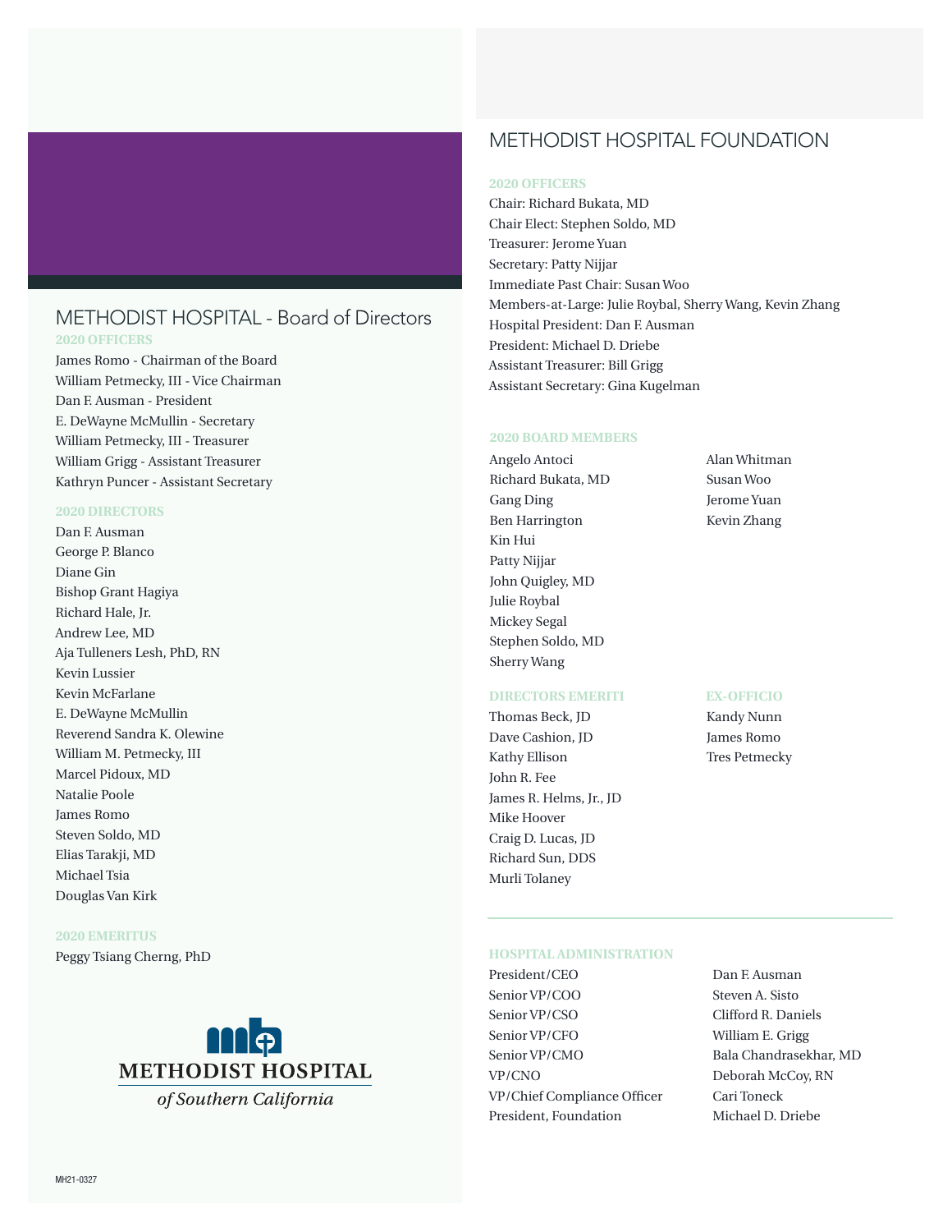## METHODIST HOSPITAL - Board of Directors

### 2020 OFFICERS

James Romo - Chairman of the Board
William Petmecky, III - Vice Chairman
Dan F. Ausman - President
E. DeWayne McMullin - Secretary
William Petmecky, III - Treasurer
William Grigg - Assistant Treasurer
Kathryn Puncer - Assistant Secretary

### 2020 DIRECTORS

Dan F. Ausman
George P. Blanco
Diane Gin
Bishop Grant Hagiya
Richard Hale, Jr.
Andrew Lee, MD
Aja Tulleners Lesh, PhD, RN
Kevin Lussier
Kevin McFarlane
E. DeWayne McMullin
Reverend Sandra K. Olewine
William M. Petmecky, III
Marcel Pidoux, MD
Natalie Poole
James Romo
Steven Soldo, MD
Elias Tarakji, MD
Michael Tsia
Douglas Van Kirk

### 2020 EMERITUS

Peggy Tsiang Cherng, PhD

METHODIST HOSPITAL
*of Southern California*

MH21-0327

## METHODIST HOSPITAL FOUNDATION

### 2020 OFFICERS

Chair: Richard Bukata, MD
Chair Elect: Stephen Soldo, MD
Treasurer: Jerome Yuan
Secretary: Patty Nijjar
Immediate Past Chair: Susan Woo
Members-at-Large: Julie Roybal, Sherry Wang, Kevin Zhang
Hospital President: Dan F. Ausman
President: Michael D. Driebe
Assistant Treasurer: Bill Grigg
Assistant Secretary: Gina Kugelman

### 2020 BOARD MEMBERS

Angelo Antoci
Richard Bukata, MD
Gang Ding
Ben Harrington
Kin Hui
Patty Nijjar
John Quigley, MD
Julie Roybal
Mickey Segal
Stephen Soldo, MD
Sherry Wang
Alan Whitman
Susan Woo
Jerome Yuan
Kevin Zhang

### DIRECTORS EMERITI

Thomas Beck, JD
Dave Cashion, JD
Kathy Ellison
John R. Fee
James R. Helms, Jr., JD
Mike Hoover
Craig D. Lucas, JD
Richard Sun, DDS
Murli Tolaney

### EX-OFFICIO

Kandy Nunn
James Romo
Tres Petmecky

### HOSPITAL ADMINISTRATION

| | |
|---|---|
| President/CEO | Dan F. Ausman |
| Senior VP/COO | Steven A. Sisto |
| Senior VP/CSO | Clifford R. Daniels |
| Senior VP/CFO | William E. Grigg |
| Senior VP/CMO | Bala Chandrasekhar, MD |
| VP/CNO | Deborah McCoy, RN |
| VP/Chief Compliance Officer | Cari Toneck |
| President, Foundation | Michael D. Driebe |